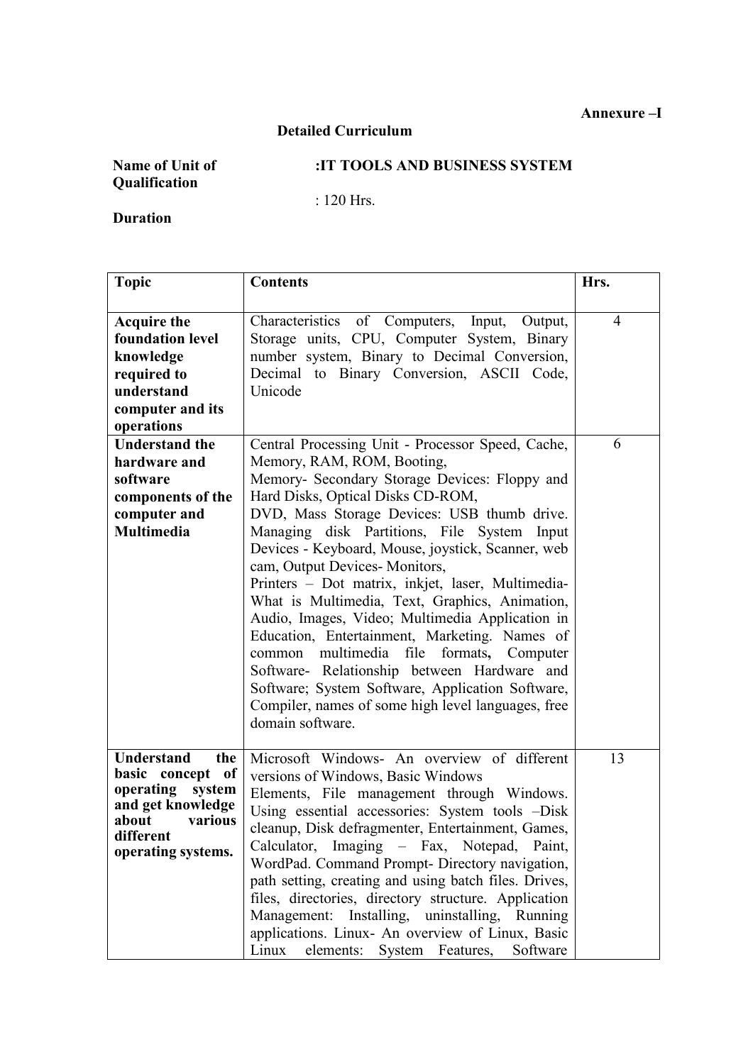**Annexure –I**

## Detailed Curriculum

**Name of Unit of Qualification** : **IT TOOLS AND BUSINESS SYSTEM**

**Duration** : 120 Hrs.

| Topic | Contents | Hrs. |
|---|---|---|
| **Acquire the foundation level knowledge required to understand computer and its operations** | Characteristics of Computers, Input, Output, Storage units, CPU, Computer System, Binary number system, Binary to Decimal Conversion, Decimal to Binary Conversion, ASCII Code, Unicode | 4 |
| **Understand the hardware and software components of the computer and Multimedia** | Central Processing Unit - Processor Speed, Cache, Memory, RAM, ROM, Booting, Memory- Secondary Storage Devices: Floppy and Hard Disks, Optical Disks CD-ROM, DVD, Mass Storage Devices: USB thumb drive. Managing disk Partitions, File System Input Devices - Keyboard, Mouse, joystick, Scanner, web cam, Output Devices- Monitors, Printers – Dot matrix, inkjet, laser, Multimedia- What is Multimedia, Text, Graphics, Animation, Audio, Images, Video; Multimedia Application in Education, Entertainment, Marketing. Names of common multimedia file formats**,** Computer Software- Relationship between Hardware and Software; System Software, Application Software, Compiler, names of some high level languages, free domain software. | 6 |
| **Understand the basic concept of operating system and get knowledge about various different operating systems.** | Microsoft Windows- An overview of different versions of Windows, Basic Windows Elements, File management through Windows. Using essential accessories: System tools –Disk cleanup, Disk defragmenter, Entertainment, Games, Calculator, Imaging – Fax, Notepad, Paint, WordPad. Command Prompt- Directory navigation, path setting, creating and using batch files. Drives, files, directories, directory structure. Application Management: Installing, uninstalling, Running applications. Linux- An overview of Linux, Basic Linux elements: System Features, Software | 13 |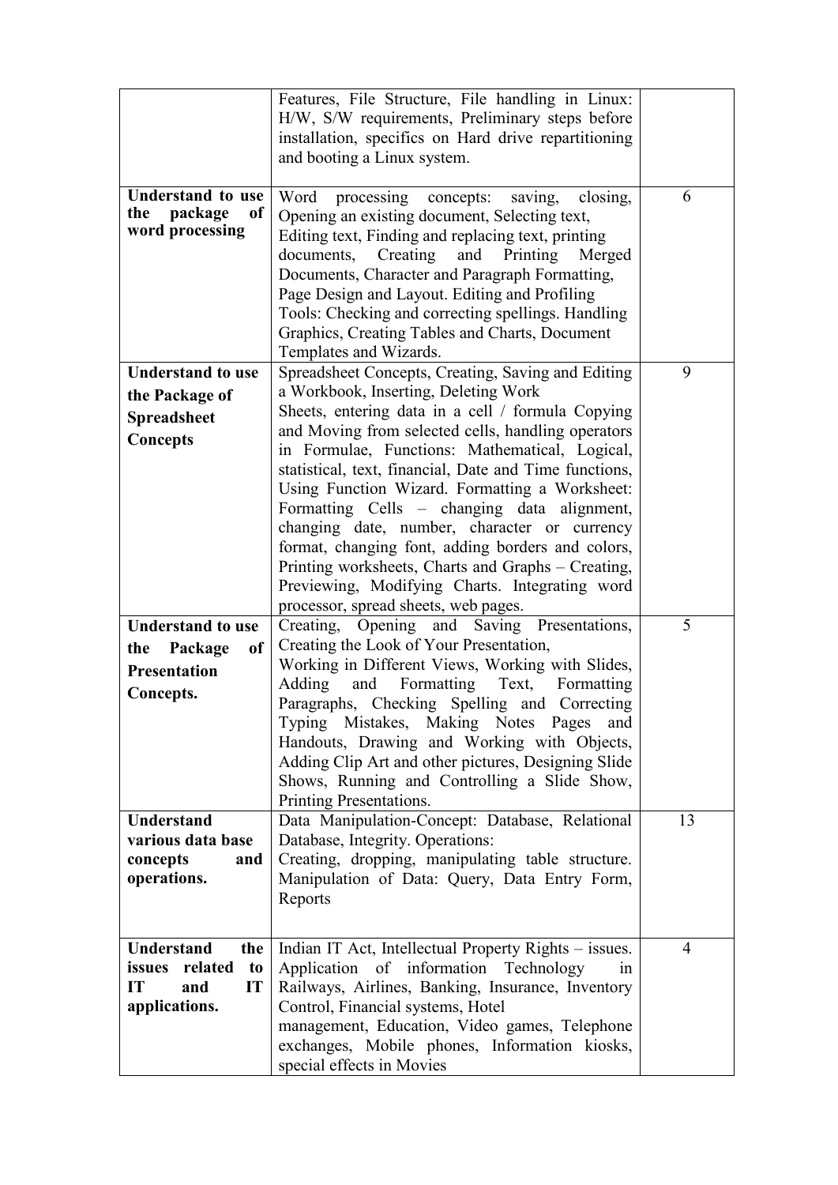| | | |
|---|---|---|
| | Features, File Structure, File handling in Linux: H/W, S/W requirements, Preliminary steps before installation, specifics on Hard drive repartitioning and booting a Linux system. | |
| **Understand to use the package of word processing** | Word processing concepts: saving, closing, Opening an existing document, Selecting text, Editing text, Finding and replacing text, printing documents, Creating and Printing Merged Documents, Character and Paragraph Formatting, Page Design and Layout. Editing and Profiling Tools: Checking and correcting spellings. Handling Graphics, Creating Tables and Charts, Document Templates and Wizards. | 6 |
| **Understand to use the Package of Spreadsheet Concepts** | Spreadsheet Concepts, Creating, Saving and Editing a Workbook, Inserting, Deleting Work Sheets, entering data in a cell / formula Copying and Moving from selected cells, handling operators in Formulae, Functions: Mathematical, Logical, statistical, text, financial, Date and Time functions, Using Function Wizard. Formatting a Worksheet: Formatting Cells – changing data alignment, changing date, number, character or currency format, changing font, adding borders and colors, Printing worksheets, Charts and Graphs – Creating, Previewing, Modifying Charts. Integrating word processor, spread sheets, web pages. | 9 |
| **Understand to use the Package of Presentation Concepts.** | Creating, Opening and Saving Presentations, Creating the Look of Your Presentation, Working in Different Views, Working with Slides, Adding and Formatting Text, Formatting Paragraphs, Checking Spelling and Correcting Typing Mistakes, Making Notes Pages and Handouts, Drawing and Working with Objects, Adding Clip Art and other pictures, Designing Slide Shows, Running and Controlling a Slide Show, Printing Presentations. | 5 |
| **Understand various data base concepts and operations.** | Data Manipulation-Concept: Database, Relational Database, Integrity. Operations: Creating, dropping, manipulating table structure. Manipulation of Data: Query, Data Entry Form, Reports | 13 |
| **Understand the issues related to IT and IT applications.** | Indian IT Act, Intellectual Property Rights – issues. Application of information Technology in Railways, Airlines, Banking, Insurance, Inventory Control, Financial systems, Hotel management, Education, Video games, Telephone exchanges, Mobile phones, Information kiosks, special effects in Movies | 4 |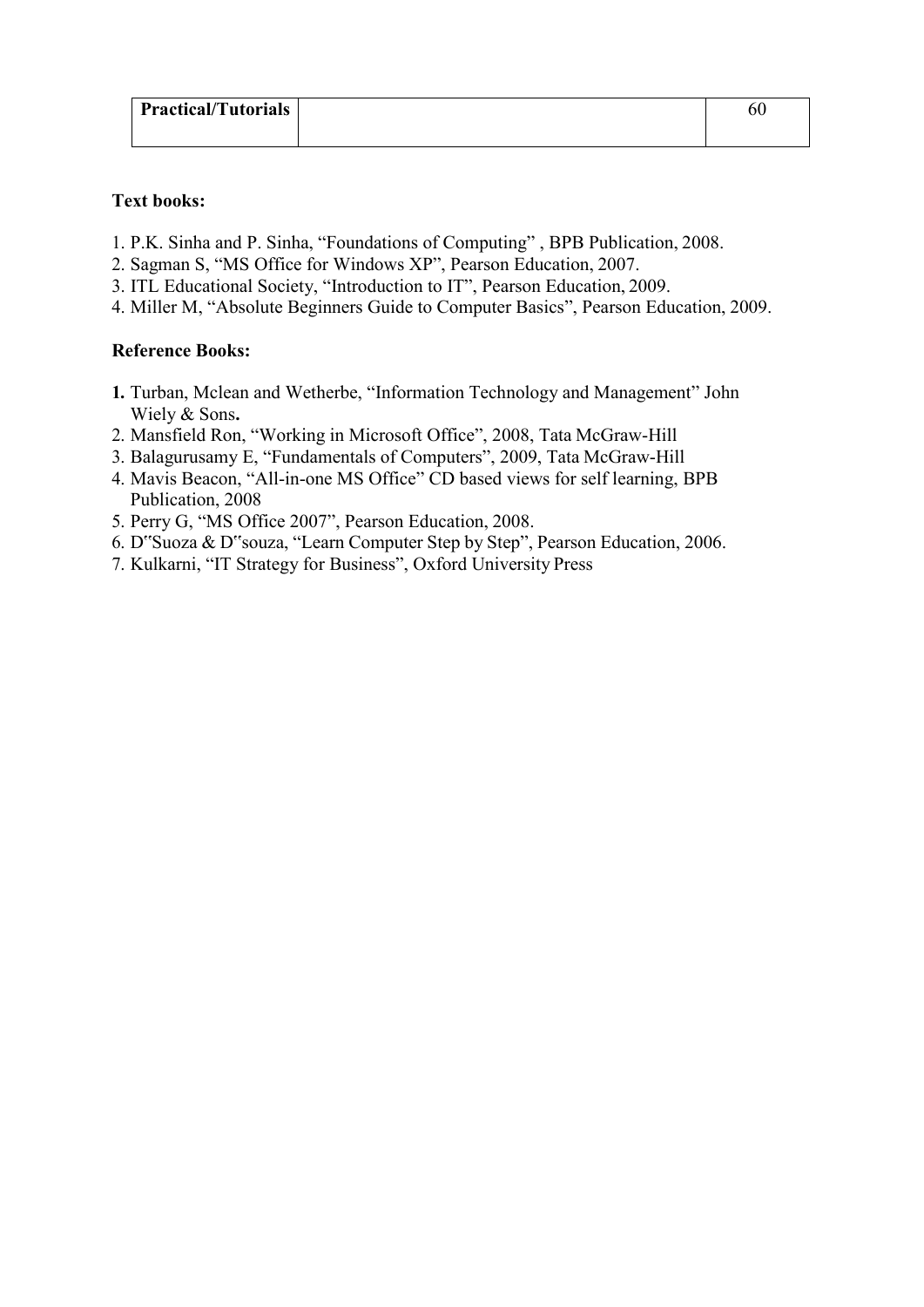| Practical/Tutorials | | 60 |
|---|---|---|

**Text books:**

1. P.K. Sinha and P. Sinha, "Foundations of Computing" , BPB Publication, 2008.
2. Sagman S, "MS Office for Windows XP", Pearson Education, 2007.
3. ITL Educational Society, "Introduction to IT", Pearson Education, 2009.
4. Miller M, "Absolute Beginners Guide to Computer Basics", Pearson Education, 2009.

**Reference Books:**

1. Turban, Mclean and Wetherbe, "Information Technology and Management" John Wiely & Sons.
2. Mansfield Ron, "Working in Microsoft Office", 2008, Tata McGraw-Hill
3. Balagurusamy E, "Fundamentals of Computers", 2009, Tata McGraw-Hill
4. Mavis Beacon, "All-in-one MS Office" CD based views for self learning, BPB Publication, 2008
5. Perry G, "MS Office 2007", Pearson Education, 2008.
6. D"Suoza & D"souza, "Learn Computer Step by Step", Pearson Education, 2006.
7. Kulkarni, "IT Strategy for Business", Oxford University Press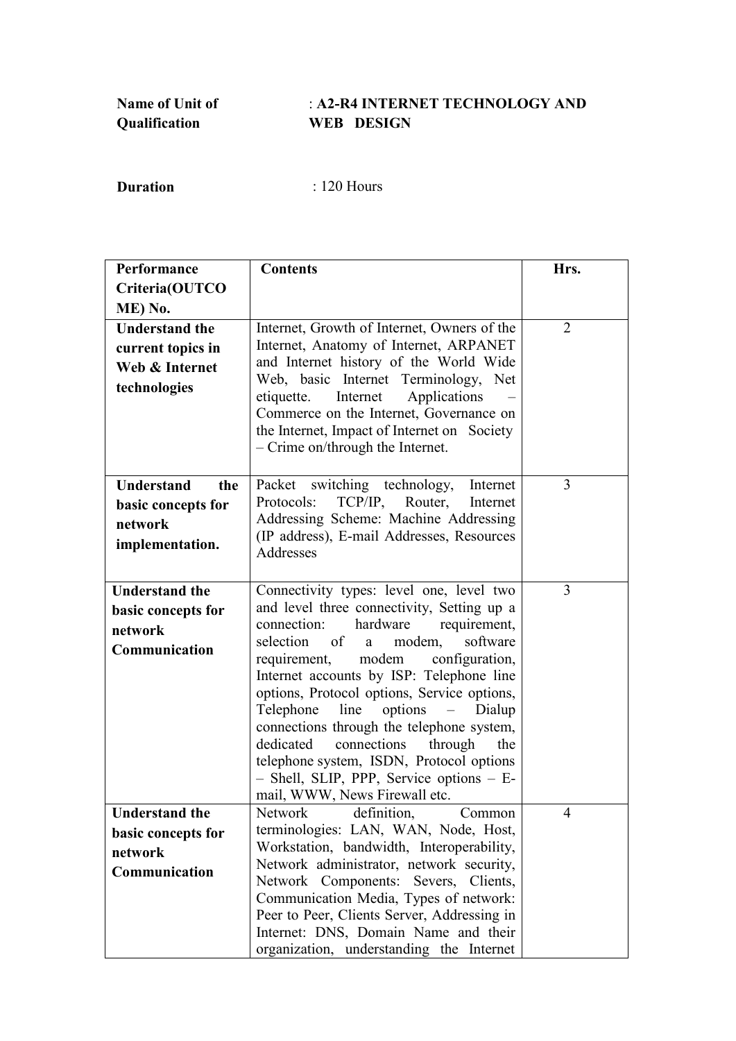**Name of Unit of Qualification** : **A2-R4 INTERNET TECHNOLOGY AND WEB DESIGN**

**Duration** : 120 Hours

| Performance Criteria(OUTCOME) No. | Contents | Hrs. |
|---|---|---|
| **Understand the current topics in Web & Internet technologies** | Internet, Growth of Internet, Owners of the Internet, Anatomy of Internet, ARPANET and Internet history of the World Wide Web, basic Internet Terminology, Net etiquette. Internet Applications – Commerce on the Internet, Governance on the Internet, Impact of Internet on Society – Crime on/through the Internet. | 2 |
| **Understand the basic concepts for network implementation.** | Packet switching technology, Internet Protocols: TCP/IP, Router, Internet Addressing Scheme: Machine Addressing (IP address), E-mail Addresses, Resources Addresses | 3 |
| **Understand the basic concepts for network Communication** | Connectivity types: level one, level two and level three connectivity, Setting up a connection: hardware requirement, selection of a modem, software requirement, modem configuration, Internet accounts by ISP: Telephone line options, Protocol options, Service options, Telephone line options – Dialup connections through the telephone system, dedicated connections through the telephone system, ISDN, Protocol options – Shell, SLIP, PPP, Service options – E-mail, WWW, News Firewall etc. | 3 |
| **Understand the basic concepts for network Communication** | Network definition, Common terminologies: LAN, WAN, Node, Host, Workstation, bandwidth, Interoperability, Network administrator, network security, Network Components: Severs, Clients, Communication Media, Types of network: Peer to Peer, Clients Server, Addressing in Internet: DNS, Domain Name and their organization, understanding the Internet | 4 |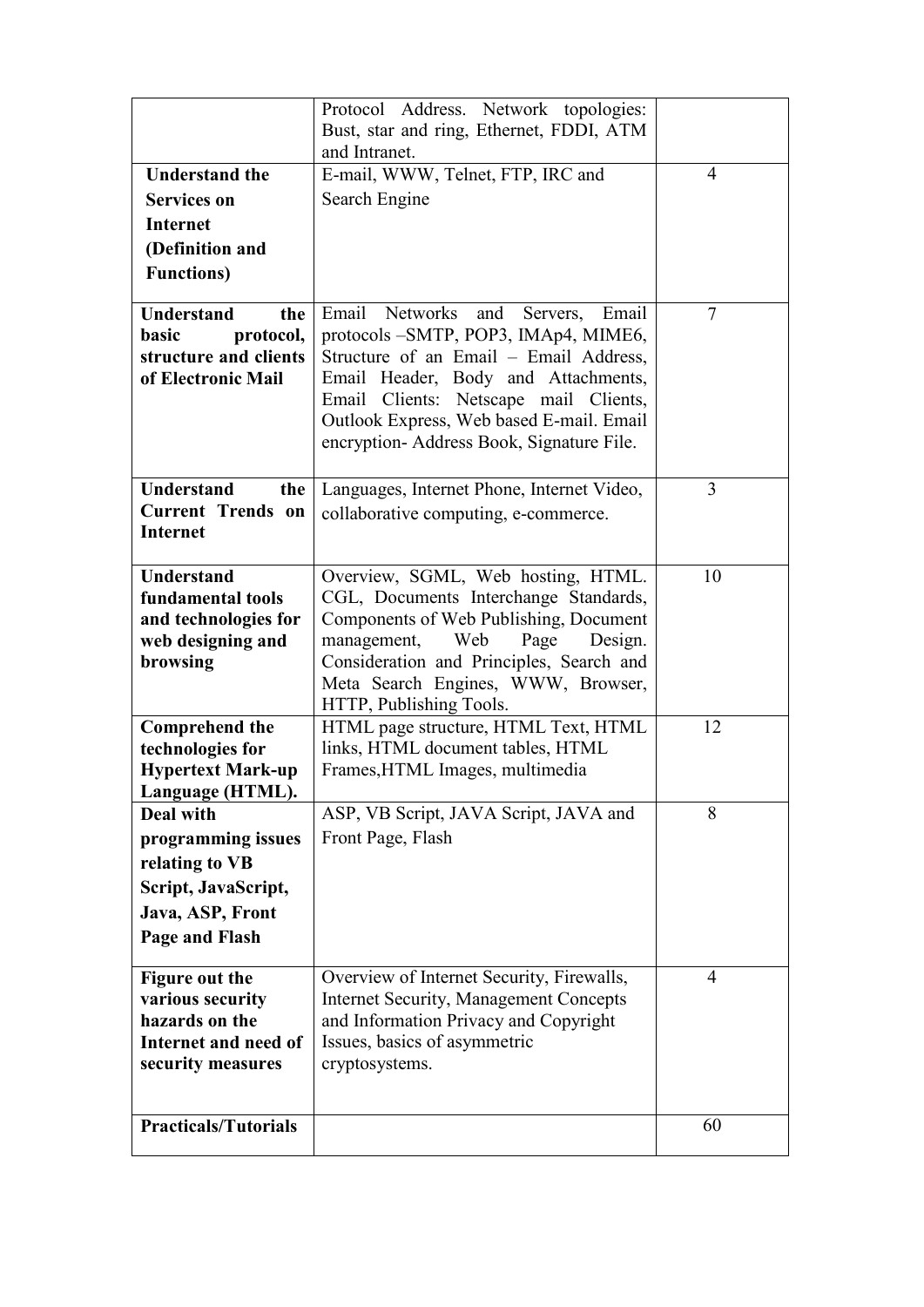| | | |
|---|---|---|
| | Protocol Address. Network topologies: Bust, star and ring, Ethernet, FDDI, ATM and Intranet. | |
| **Understand the Services on Internet (Definition and Functions)** | E-mail, WWW, Telnet, FTP, IRC and Search Engine | 4 |
| **Understand the basic protocol, structure and clients of Electronic Mail** | Email Networks and Servers, Email protocols –SMTP, POP3, IMAp4, MIME6, Structure of an Email – Email Address, Email Header, Body and Attachments, Email Clients: Netscape mail Clients, Outlook Express, Web based E-mail. Email encryption- Address Book, Signature File. | 7 |
| **Understand the Current Trends on Internet** | Languages, Internet Phone, Internet Video, collaborative computing, e-commerce. | 3 |
| **Understand fundamental tools and technologies for web designing and browsing** | Overview, SGML, Web hosting, HTML. CGL, Documents Interchange Standards, Components of Web Publishing, Document management, Web Page Design. Consideration and Principles, Search and Meta Search Engines, WWW, Browser, HTTP, Publishing Tools. | 10 |
| **Comprehend the technologies for Hypertext Mark-up Language (HTML).** | HTML page structure, HTML Text, HTML links, HTML document tables, HTML Frames,HTML Images, multimedia | 12 |
| **Deal with programming issues relating to VB Script, JavaScript, Java, ASP, Front Page and Flash** | ASP, VB Script, JAVA Script, JAVA and Front Page, Flash | 8 |
| **Figure out the various security hazards on the Internet and need of security measures** | Overview of Internet Security, Firewalls, Internet Security, Management Concepts and Information Privacy and Copyright Issues, basics of asymmetric cryptosystems. | 4 |
| **Practicals/Tutorials** | | 60 |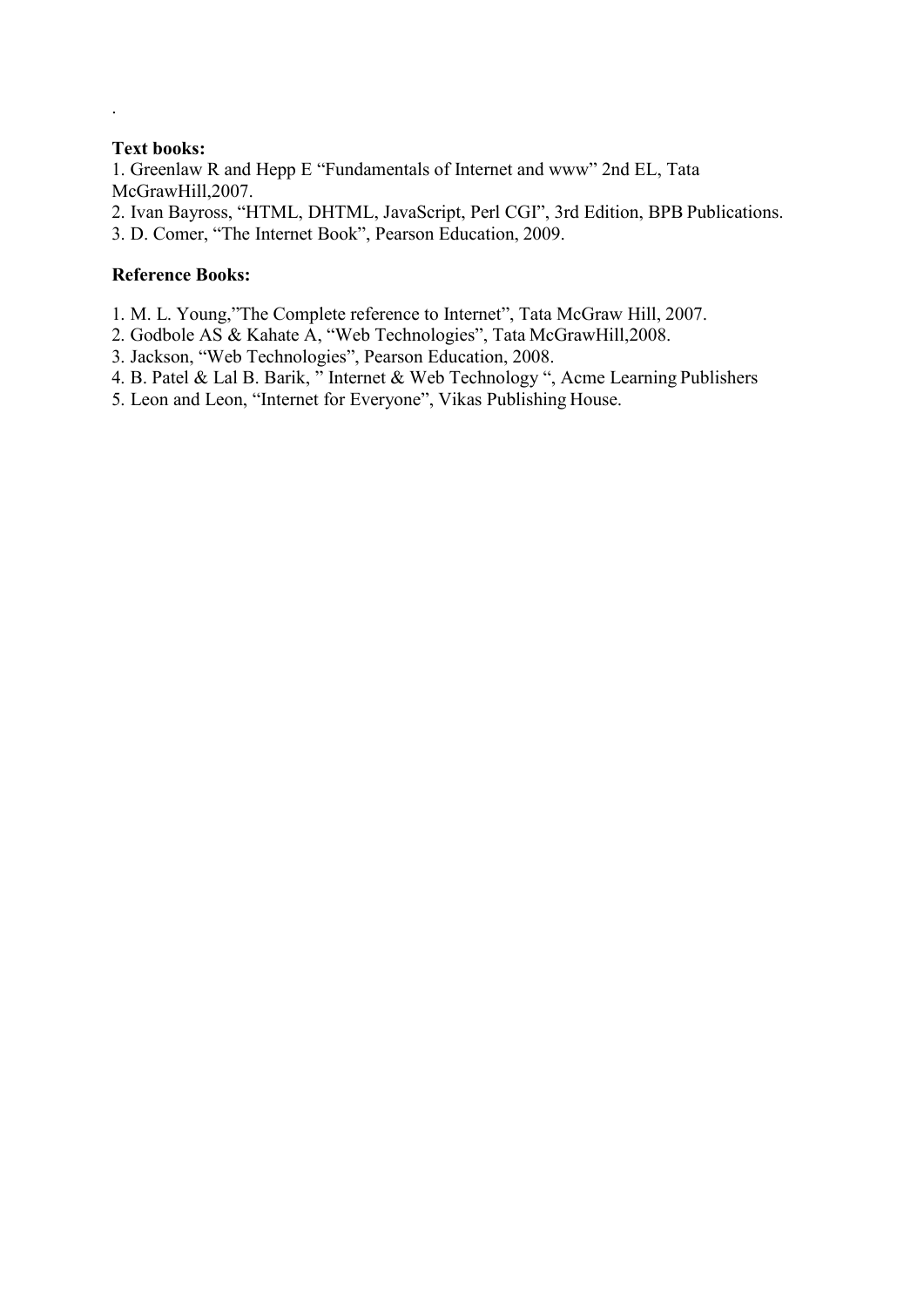.

**Text books:**

1. Greenlaw R and Hepp E "Fundamentals of Internet and www" 2nd EL, Tata McGrawHill,2007.
2. Ivan Bayross, "HTML, DHTML, JavaScript, Perl CGI", 3rd Edition, BPB Publications.
3. D. Comer, "The Internet Book", Pearson Education, 2009.

**Reference Books:**

1. M. L. Young,"The Complete reference to Internet", Tata McGraw Hill, 2007.
2. Godbole AS & Kahate A, "Web Technologies", Tata McGrawHill,2008.
3. Jackson, "Web Technologies", Pearson Education, 2008.
4. B. Patel & Lal B. Barik, " Internet & Web Technology ", Acme Learning Publishers
5. Leon and Leon, "Internet for Everyone", Vikas Publishing House.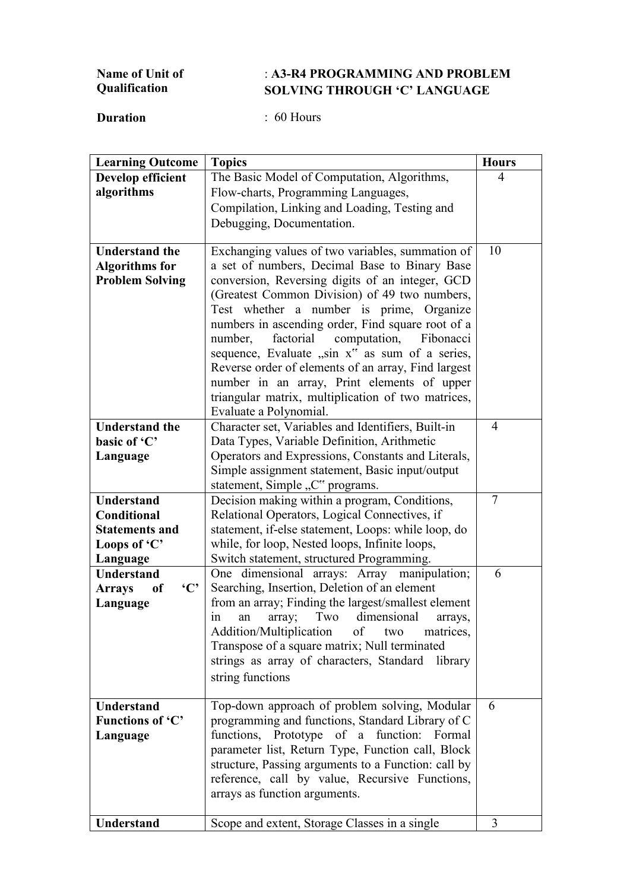| | |
|---|---|
| **Name of Unit of Qualification** | : **A3-R4 PROGRAMMING AND PROBLEM SOLVING THROUGH 'C' LANGUAGE** |
| **Duration** | : 60 Hours |

| Learning Outcome | Topics | Hours |
|---|---|---|
| **Develop efficient algorithms** | The Basic Model of Computation, Algorithms, Flow-charts, Programming Languages, Compilation, Linking and Loading, Testing and Debugging, Documentation. | 4 |
| **Understand the Algorithms for Problem Solving** | Exchanging values of two variables, summation of a set of numbers, Decimal Base to Binary Base conversion, Reversing digits of an integer, GCD (Greatest Common Division) of 49 two numbers, Test whether a number is prime, Organize numbers in ascending order, Find square root of a number, factorial computation, Fibonacci sequence, Evaluate „sin x‟ as sum of a series, Reverse order of elements of an array, Find largest number in an array, Print elements of upper triangular matrix, multiplication of two matrices, Evaluate a Polynomial. | 10 |
| **Understand the basic of 'C' Language** | Character set, Variables and Identifiers, Built-in Data Types, Variable Definition, Arithmetic Operators and Expressions, Constants and Literals, Simple assignment statement, Basic input/output statement, Simple „C‟ programs. | 4 |
| **Understand Conditional Statements and Loops of 'C' Language** | Decision making within a program, Conditions, Relational Operators, Logical Connectives, if statement, if-else statement, Loops: while loop, do while, for loop, Nested loops, Infinite loops, Switch statement, structured Programming. | 7 |
| **Understand Arrays of 'C' Language** | One dimensional arrays: Array manipulation; Searching, Insertion, Deletion of an element from an array; Finding the largest/smallest element in an array; Two dimensional arrays, Addition/Multiplication of two matrices, Transpose of a square matrix; Null terminated strings as array of characters, Standard library string functions | 6 |
| **Understand Functions of 'C' Language** | Top-down approach of problem solving, Modular programming and functions, Standard Library of C functions, Prototype of a function: Formal parameter list, Return Type, Function call, Block structure, Passing arguments to a Function: call by reference, call by value, Recursive Functions, arrays as function arguments. | 6 |
| **Understand** | Scope and extent, Storage Classes in a single | 3 |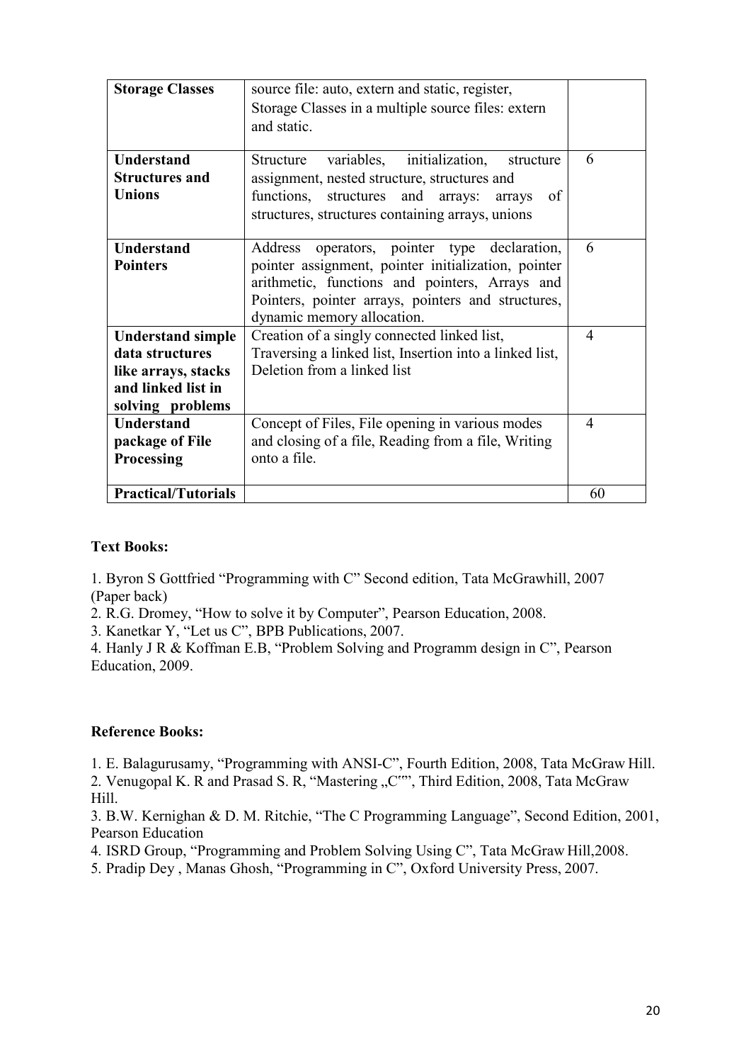| Storage Classes | source file: auto, extern and static, register, Storage Classes in a multiple source files: extern and static. | |
|---|---|---|
| **Understand Structures and Unions** | Structure variables, initialization, structure assignment, nested structure, structures and functions, structures and arrays: arrays of structures, structures containing arrays, unions | 6 |
| **Understand Pointers** | Address operators, pointer type declaration, pointer assignment, pointer initialization, pointer arithmetic, functions and pointers, Arrays and Pointers, pointer arrays, pointers and structures, dynamic memory allocation. | 6 |
| **Understand simple data structures like arrays, stacks and linked list in solving problems** | Creation of a singly connected linked list, Traversing a linked list, Insertion into a linked list, Deletion from a linked list | 4 |
| **Understand package of File Processing** | Concept of Files, File opening in various modes and closing of a file, Reading from a file, Writing onto a file. | 4 |
| **Practical/Tutorials** | | 60 |

**Text Books:**

1. Byron S Gottfried "Programming with C" Second edition, Tata McGrawhill, 2007 (Paper back)
2. R.G. Dromey, "How to solve it by Computer", Pearson Education, 2008.
3. Kanetkar Y, "Let us C", BPB Publications, 2007.
4. Hanly J R & Koffman E.B, "Problem Solving and Programm design in C", Pearson Education, 2009.

**Reference Books:**

1. E. Balagurusamy, "Programming with ANSI-C", Fourth Edition, 2008, Tata McGraw Hill.
2. Venugopal K. R and Prasad S. R, "Mastering „C"", Third Edition, 2008, Tata McGraw Hill.
3. B.W. Kernighan & D. M. Ritchie, "The C Programming Language", Second Edition, 2001, Pearson Education
4. ISRD Group, "Programming and Problem Solving Using C", Tata McGraw Hill,2008.
5. Pradip Dey , Manas Ghosh, "Programming in C", Oxford University Press, 2007.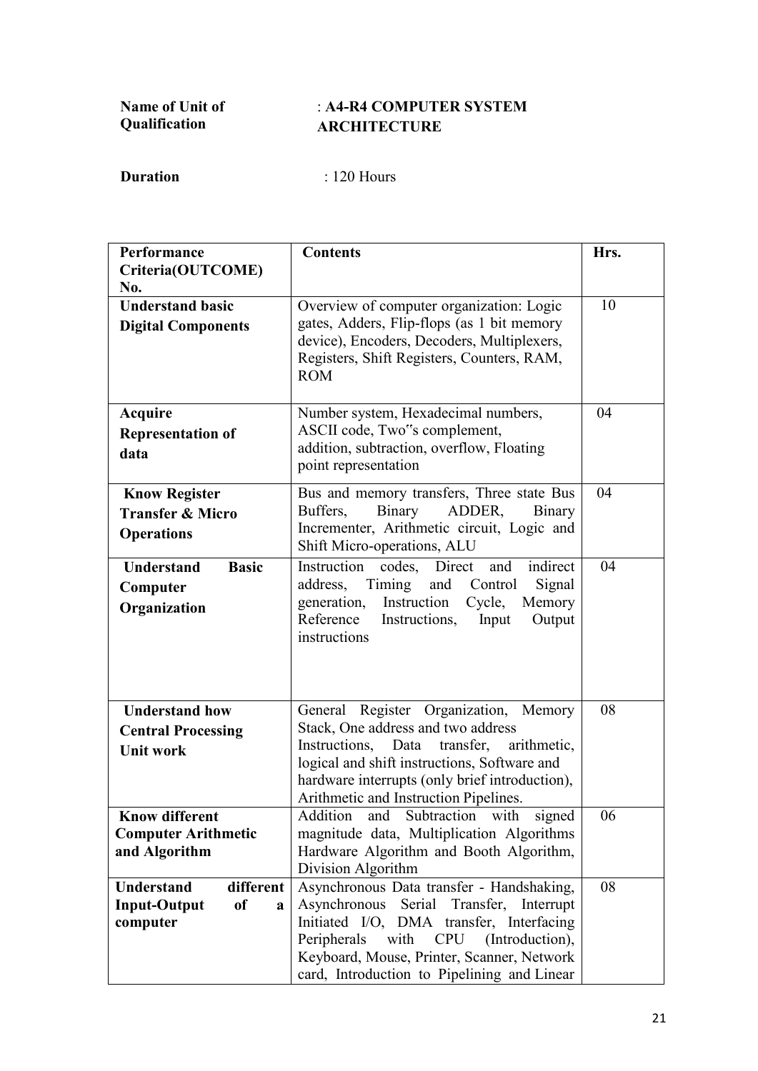**Name of Unit of Qualification** : **A4-R4 COMPUTER SYSTEM ARCHITECTURE**

**Duration** : 120 Hours

| Performance Criteria(OUTCOME) No. | Contents | Hrs. |
|---|---|---|
| **Understand basic Digital Components** | Overview of computer organization: Logic gates, Adders, Flip-flops (as 1 bit memory device), Encoders, Decoders, Multiplexers, Registers, Shift Registers, Counters, RAM, ROM | 10 |
| **Acquire Representation of data** | Number system, Hexadecimal numbers, ASCII code, Two"s complement, addition, subtraction, overflow, Floating point representation | 04 |
| **Know Register Transfer & Micro Operations** | Bus and memory transfers, Three state Bus Buffers, Binary ADDER, Binary Incrementer, Arithmetic circuit, Logic and Shift Micro-operations, ALU | 04 |
| **Understand Basic Computer Organization** | Instruction codes, Direct and indirect address, Timing and Control Signal generation, Instruction Cycle, Memory Reference Instructions, Input Output instructions | 04 |
| **Understand how Central Processing Unit work** | General Register Organization, Memory Stack, One address and two address Instructions, Data transfer, arithmetic, logical and shift instructions, Software and hardware interrupts (only brief introduction), Arithmetic and Instruction Pipelines. | 08 |
| **Know different Computer Arithmetic and Algorithm** | Addition and Subtraction with signed magnitude data, Multiplication Algorithms Hardware Algorithm and Booth Algorithm, Division Algorithm | 06 |
| **Understand different Input-Output of a computer** | Asynchronous Data transfer - Handshaking, Asynchronous Serial Transfer, Interrupt Initiated I/O, DMA transfer, Interfacing Peripherals with CPU (Introduction), Keyboard, Mouse, Printer, Scanner, Network card, Introduction to Pipelining and Linear | 08 |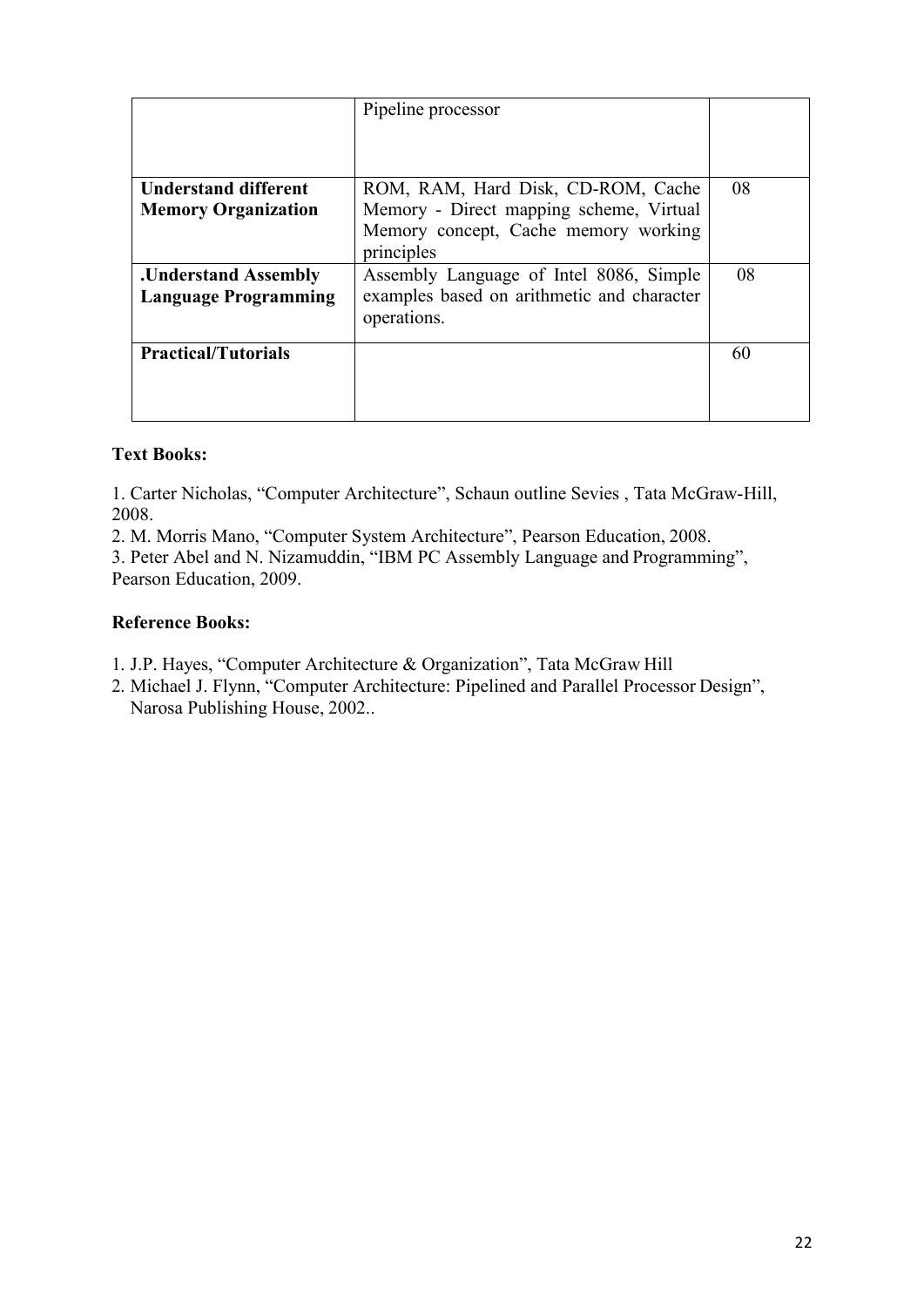| | Pipeline processor | |
|---|---|---|
| **Understand different Memory Organization** | ROM, RAM, Hard Disk, CD-ROM, Cache Memory - Direct mapping scheme, Virtual Memory concept, Cache memory working principles | 08 |
| **.Understand Assembly Language Programming** | Assembly Language of Intel 8086, Simple examples based on arithmetic and character operations. | 08 |
| **Practical/Tutorials** | | 60 |

**Text Books:**

1. Carter Nicholas, "Computer Architecture", Schaun outline Sevies , Tata McGraw-Hill, 2008.
2. M. Morris Mano, "Computer System Architecture", Pearson Education, 2008.
3. Peter Abel and N. Nizamuddin, "IBM PC Assembly Language and Programming", Pearson Education, 2009.

**Reference Books:**

1. J.P. Hayes, "Computer Architecture & Organization", Tata McGraw Hill
2. Michael J. Flynn, "Computer Architecture: Pipelined and Parallel Processor Design", Narosa Publishing House, 2002..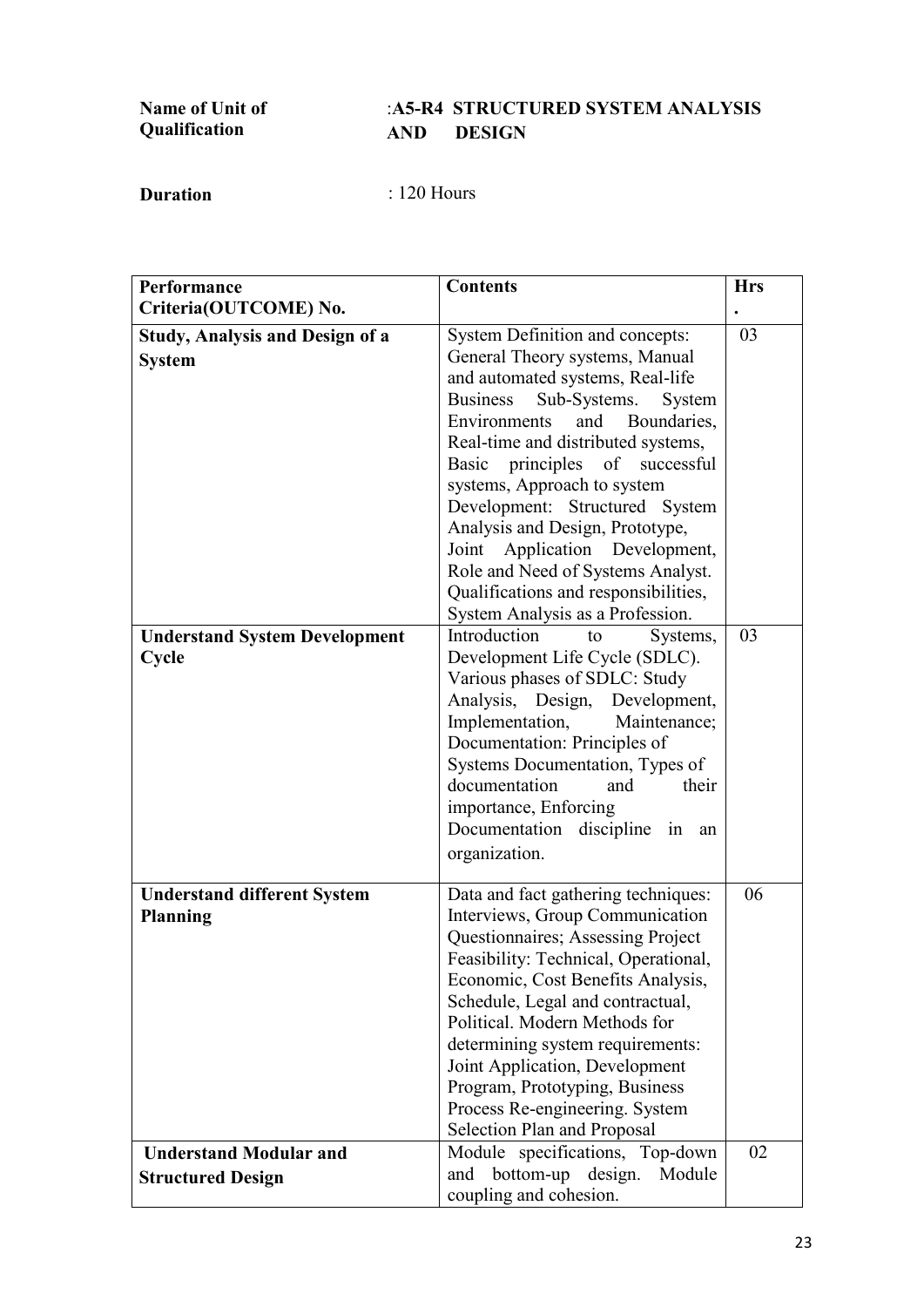**Name of Unit of Qualification** : **A5-R4 STRUCTURED SYSTEM ANALYSIS AND DESIGN**

**Duration** : 120 Hours

| Performance Criteria(OUTCOME) No. | Contents | Hrs. |
|---|---|---|
| **Study, Analysis and Design of a System** | System Definition and concepts: General Theory systems, Manual and automated systems, Real-life Business Sub-Systems. System Environments and Boundaries, Real-time and distributed systems, Basic principles of successful systems, Approach to system Development: Structured System Analysis and Design, Prototype, Joint Application Development, Role and Need of Systems Analyst. Qualifications and responsibilities, System Analysis as a Profession. | 03 |
| **Understand System Development Cycle** | Introduction to Systems, Development Life Cycle (SDLC). Various phases of SDLC: Study Analysis, Design, Development, Implementation, Maintenance; Documentation: Principles of Systems Documentation, Types of documentation and their importance, Enforcing Documentation discipline in an organization. | 03 |
| **Understand different System Planning** | Data and fact gathering techniques: Interviews, Group Communication Questionnaires; Assessing Project Feasibility: Technical, Operational, Economic, Cost Benefits Analysis, Schedule, Legal and contractual, Political. Modern Methods for determining system requirements: Joint Application, Development Program, Prototyping, Business Process Re-engineering. System Selection Plan and Proposal | 06 |
| **Understand Modular and Structured Design** | Module specifications, Top-down and bottom-up design. Module coupling and cohesion. | 02 |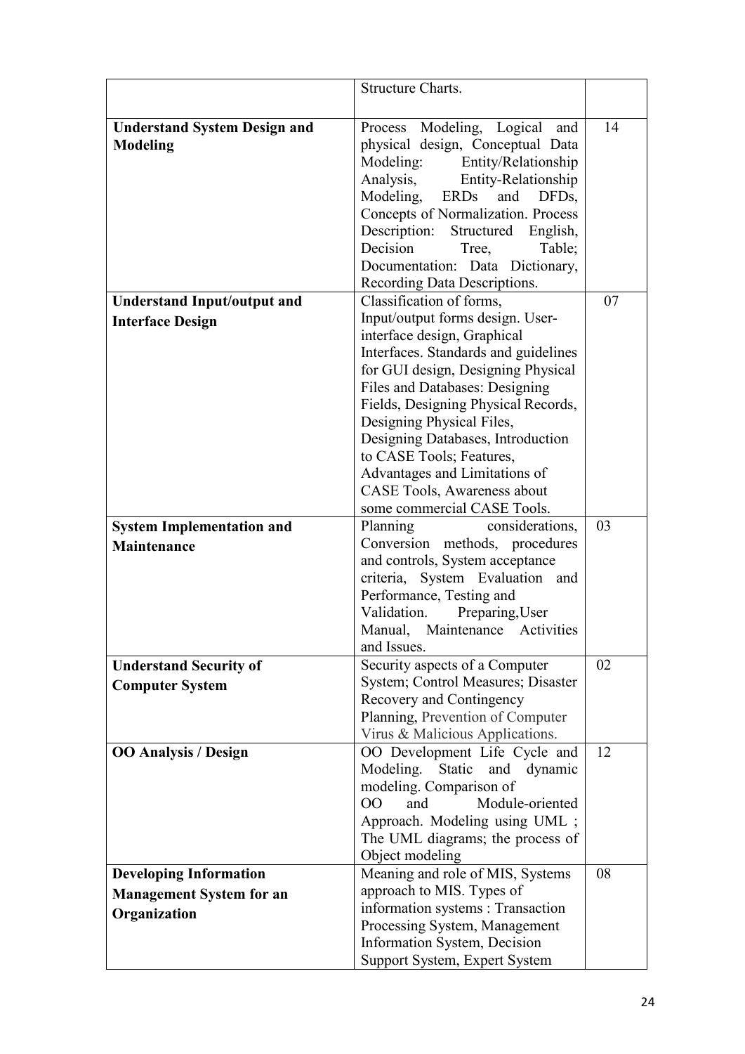| | | |
|---|---|---|
| | Structure Charts. | |
| **Understand System Design and Modeling** | Process Modeling, Logical and physical design, Conceptual Data Modeling: Entity/Relationship Analysis, Entity-Relationship Modeling, ERDs and DFDs, Concepts of Normalization. Process Description: Structured English, Decision Tree, Table; Documentation: Data Dictionary, Recording Data Descriptions. | 14 |
| **Understand Input/output and Interface Design** | Classification of forms, Input/output forms design. User-interface design, Graphical Interfaces. Standards and guidelines for GUI design, Designing Physical Files and Databases: Designing Fields, Designing Physical Records, Designing Physical Files, Designing Databases, Introduction to CASE Tools; Features, Advantages and Limitations of CASE Tools, Awareness about some commercial CASE Tools. | 07 |
| **System Implementation and Maintenance** | Planning considerations, Conversion methods, procedures and controls, System acceptance criteria, System Evaluation and Performance, Testing and Validation. Preparing,User Manual, Maintenance Activities and Issues. | 03 |
| **Understand Security of Computer System** | Security aspects of a Computer System; Control Measures; Disaster Recovery and Contingency Planning, Prevention of Computer Virus & Malicious Applications. | 02 |
| **OO Analysis / Design** | OO Development Life Cycle and Modeling. Static and dynamic modeling. Comparison of OO and Module-oriented Approach. Modeling using UML ; The UML diagrams; the process of Object modeling | 12 |
| **Developing Information Management System for an Organization** | Meaning and role of MIS, Systems approach to MIS. Types of information systems : Transaction Processing System, Management Information System, Decision Support System, Expert System | 08 |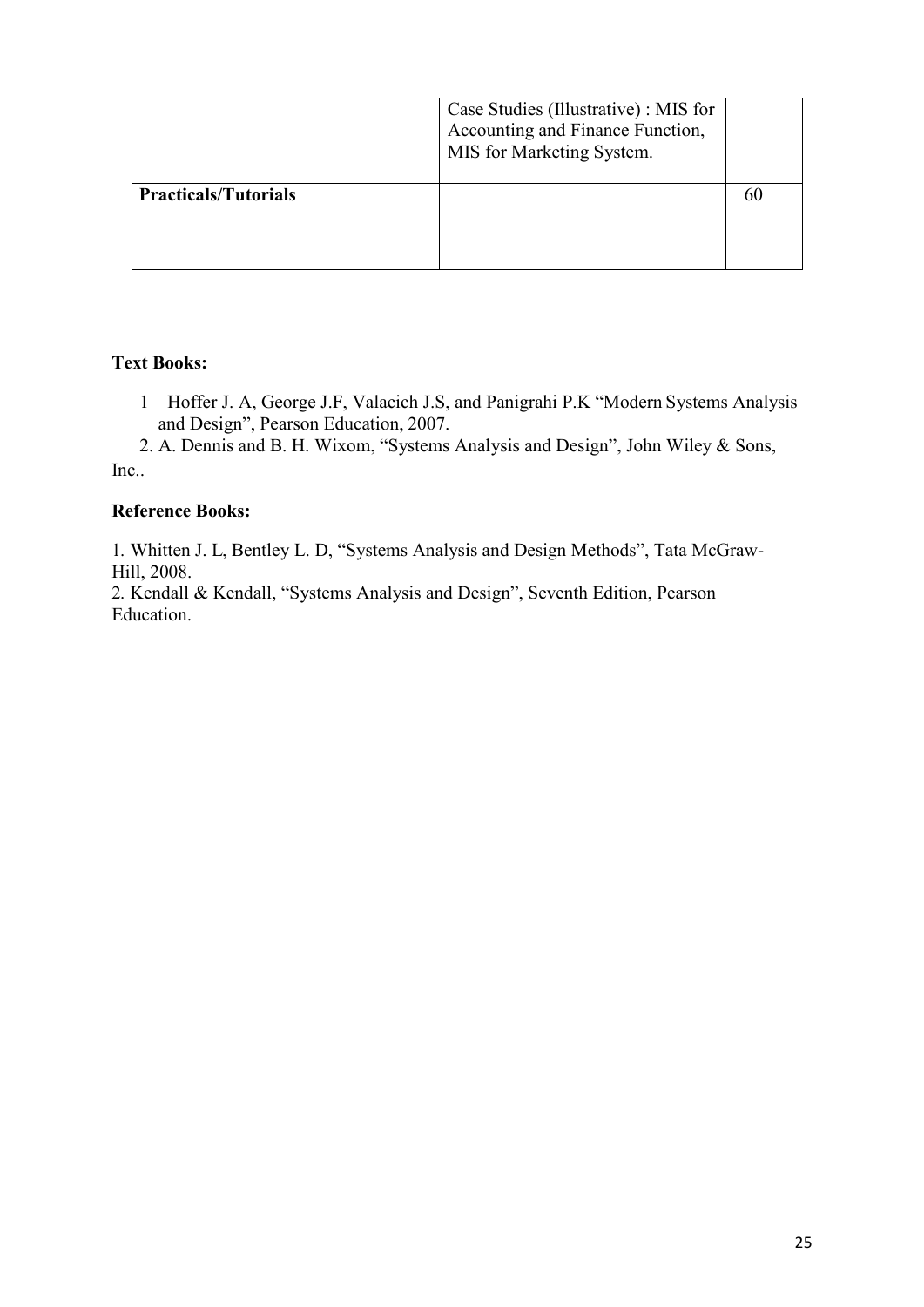| | | |
|---|---|---|
| | Case Studies (Illustrative) : MIS for Accounting and Finance Function, MIS for Marketing System. | |
| **Practicals/Tutorials** | | 60 |

**Text Books:**

1. Hoffer J. A, George J.F, Valacich J.S, and Panigrahi P.K "Modern Systems Analysis and Design", Pearson Education, 2007.
2. A. Dennis and B. H. Wixom, "Systems Analysis and Design", John Wiley & Sons, Inc..

**Reference Books:**

1. Whitten J. L, Bentley L. D, "Systems Analysis and Design Methods", Tata McGraw-Hill, 2008.
2. Kendall & Kendall, "Systems Analysis and Design", Seventh Edition, Pearson Education.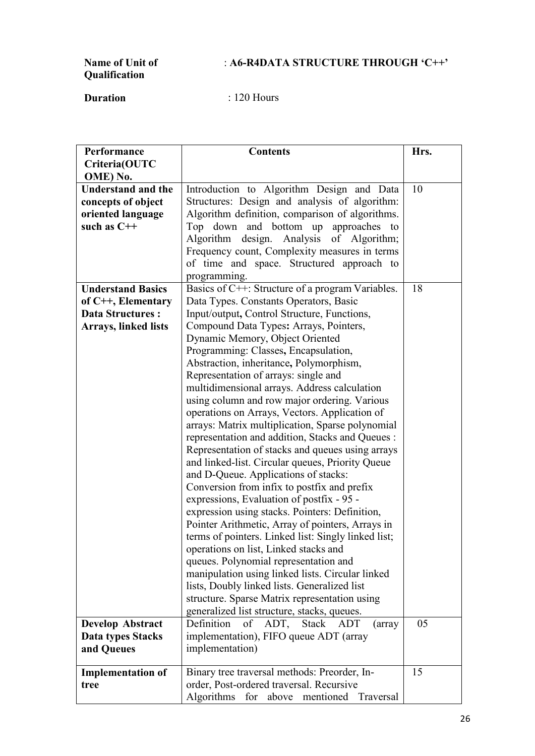**Name of Unit of Qualification** : **A6-R4DATA STRUCTURE THROUGH 'C++'**

**Duration** : 120 Hours

| Performance Criteria(OUTCOME) No. | Contents | Hrs. |
|---|---|---|
| **Understand and the concepts of object oriented language such as C++** | Introduction to Algorithm Design and Data Structures: Design and analysis of algorithm: Algorithm definition, comparison of algorithms. Top down and bottom up approaches to Algorithm design. Analysis of Algorithm; Frequency count, Complexity measures in terms of time and space. Structured approach to programming. | 10 |
| **Understand Basics of C++, Elementary Data Structures : Arrays, linked lists** | Basics of C++: Structure of a program Variables. Data Types. Constants Operators, Basic Input/output, Control Structure, Functions, Compound Data Types: Arrays, Pointers, Dynamic Memory, Object Oriented Programming: Classes, Encapsulation, Abstraction, inheritance, Polymorphism, Representation of arrays: single and multidimensional arrays. Address calculation using column and row major ordering. Various operations on Arrays, Vectors. Application of arrays: Matrix multiplication, Sparse polynomial representation and addition, Stacks and Queues : Representation of stacks and queues using arrays and linked-list. Circular queues, Priority Queue and D-Queue. Applications of stacks: Conversion from infix to postfix and prefix expressions, Evaluation of postfix - 95 - expression using stacks. Pointers: Definition, Pointer Arithmetic, Array of pointers, Arrays in terms of pointers. Linked list: Singly linked list; operations on list, Linked stacks and queues. Polynomial representation and manipulation using linked lists. Circular linked lists, Doubly linked lists. Generalized list structure. Sparse Matrix representation using generalized list structure, stacks, queues. | 18 |
| **Develop Abstract Data types Stacks and Queues** | Definition of ADT, Stack ADT (array implementation), FIFO queue ADT (array implementation) | 05 |
| **Implementation of tree** | Binary tree traversal methods: Preorder, In-order, Post-ordered traversal. Recursive Algorithms for above mentioned Traversal | 15 |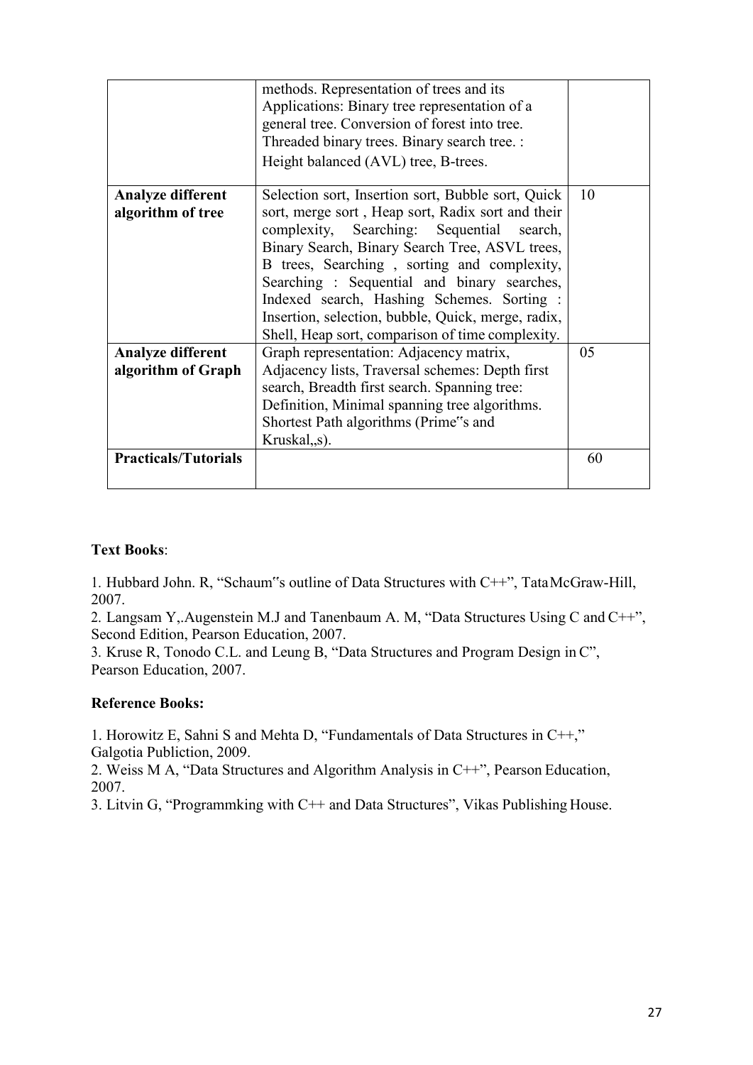| | | |
|---|---|---|
| | methods. Representation of trees and its Applications: Binary tree representation of a general tree. Conversion of forest into tree. Threaded binary trees. Binary search tree. : Height balanced (AVL) tree, B-trees. | |
| **Analyze different algorithm of tree** | Selection sort, Insertion sort, Bubble sort, Quick sort, merge sort , Heap sort, Radix sort and their complexity, Searching: Sequential search, Binary Search, Binary Search Tree, ASVL trees, B trees, Searching , sorting and complexity, Searching : Sequential and binary searches, Indexed search, Hashing Schemes. Sorting : Insertion, selection, bubble, Quick, merge, radix, Shell, Heap sort, comparison of time complexity. | 10 |
| **Analyze different algorithm of Graph** | Graph representation: Adjacency matrix, Adjacency lists, Traversal schemes: Depth first search, Breadth first search. Spanning tree: Definition, Minimal spanning tree algorithms. Shortest Path algorithms (Prime‟s and Kruskal„s). | 05 |
| **Practicals/Tutorials** | | 60 |

**Text Books**:

1. Hubbard John. R, "Schaum‟s outline of Data Structures with C++", TataMcGraw-Hill, 2007.
2. Langsam Y,.Augenstein M.J and Tanenbaum A. M, "Data Structures Using C and C++", Second Edition, Pearson Education, 2007.
3. Kruse R, Tonodo C.L. and Leung B, "Data Structures and Program Design in C", Pearson Education, 2007.

**Reference Books:**

1. Horowitz E, Sahni S and Mehta D, "Fundamentals of Data Structures in C++," Galgotia Publiction, 2009.
2. Weiss M A, "Data Structures and Algorithm Analysis in C++", Pearson Education, 2007.
3. Litvin G, "Programmking with C++ and Data Structures", Vikas Publishing House.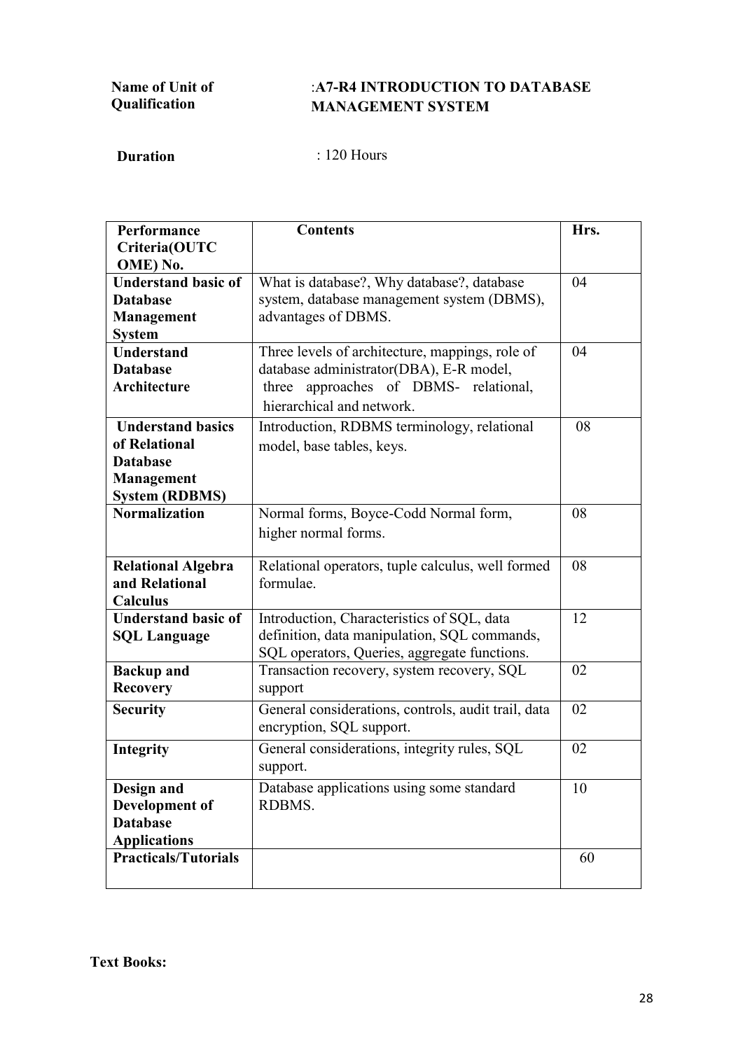**Name of Unit of Qualification** :**A7-R4 INTRODUCTION TO DATABASE MANAGEMENT SYSTEM**

**Duration** : 120 Hours

| Performance Criteria(OUTCOME) No. | Contents | Hrs. |
|---|---|---|
| **Understand basic of Database Management System** | What is database?, Why database?, database system, database management system (DBMS), advantages of DBMS. | 04 |
| **Understand Database Architecture** | Three levels of architecture, mappings, role of database administrator(DBA), E-R model, three approaches of DBMS- relational, hierarchical and network. | 04 |
| **Understand basics of Relational Database Management System (RDBMS)** | Introduction, RDBMS terminology, relational model, base tables, keys. | 08 |
| **Normalization** | Normal forms, Boyce-Codd Normal form, higher normal forms. | 08 |
| **Relational Algebra and Relational Calculus** | Relational operators, tuple calculus, well formed formulae. | 08 |
| **Understand basic of SQL Language** | Introduction, Characteristics of SQL, data definition, data manipulation, SQL commands, SQL operators, Queries, aggregate functions. | 12 |
| **Backup and Recovery** | Transaction recovery, system recovery, SQL support | 02 |
| **Security** | General considerations, controls, audit trail, data encryption, SQL support. | 02 |
| **Integrity** | General considerations, integrity rules, SQL support. | 02 |
| **Design and Development of Database Applications** | Database applications using some standard RDBMS. | 10 |
| **Practicals/Tutorials** | | 60 |

**Text Books:**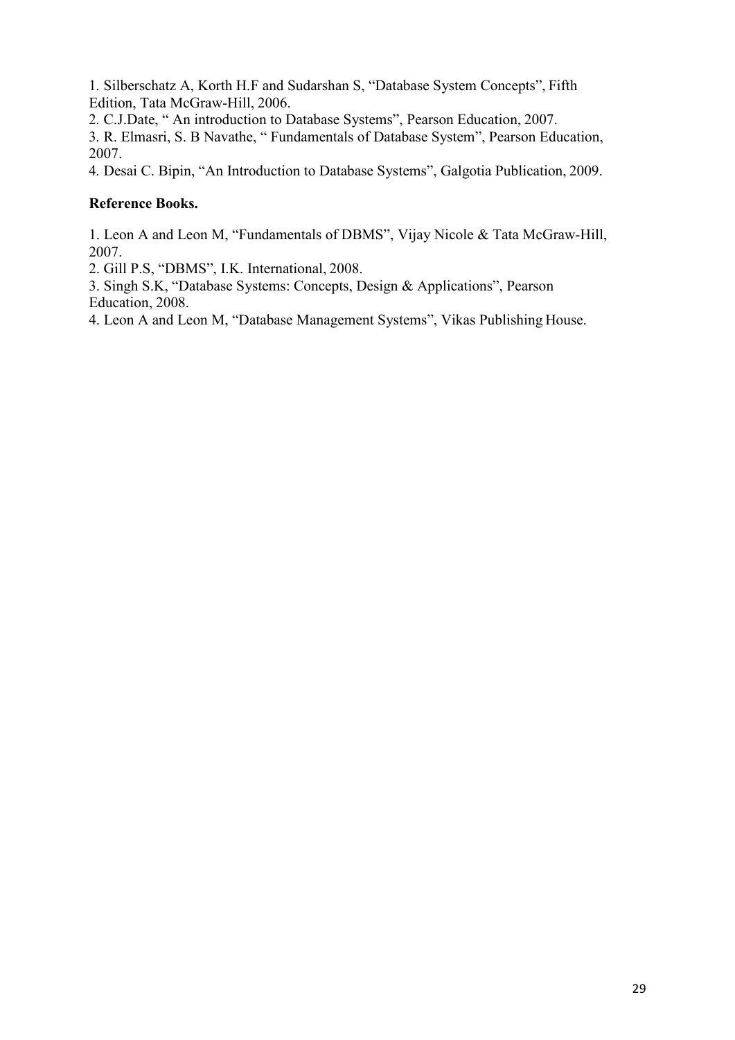1. Silberschatz A, Korth H.F and Sudarshan S, "Database System Concepts", Fifth Edition, Tata McGraw-Hill, 2006.
2. C.J.Date, " An introduction to Database Systems", Pearson Education, 2007.
3. R. Elmasri, S. B Navathe, " Fundamentals of Database System", Pearson Education, 2007.
4. Desai C. Bipin, "An Introduction to Database Systems", Galgotia Publication, 2009.

**Reference Books.**

1. Leon A and Leon M, "Fundamentals of DBMS", Vijay Nicole & Tata McGraw-Hill, 2007.
2. Gill P.S, "DBMS", I.K. International, 2008.
3. Singh S.K, "Database Systems: Concepts, Design & Applications", Pearson Education, 2008.
4. Leon A and Leon M, "Database Management Systems", Vikas Publishing House.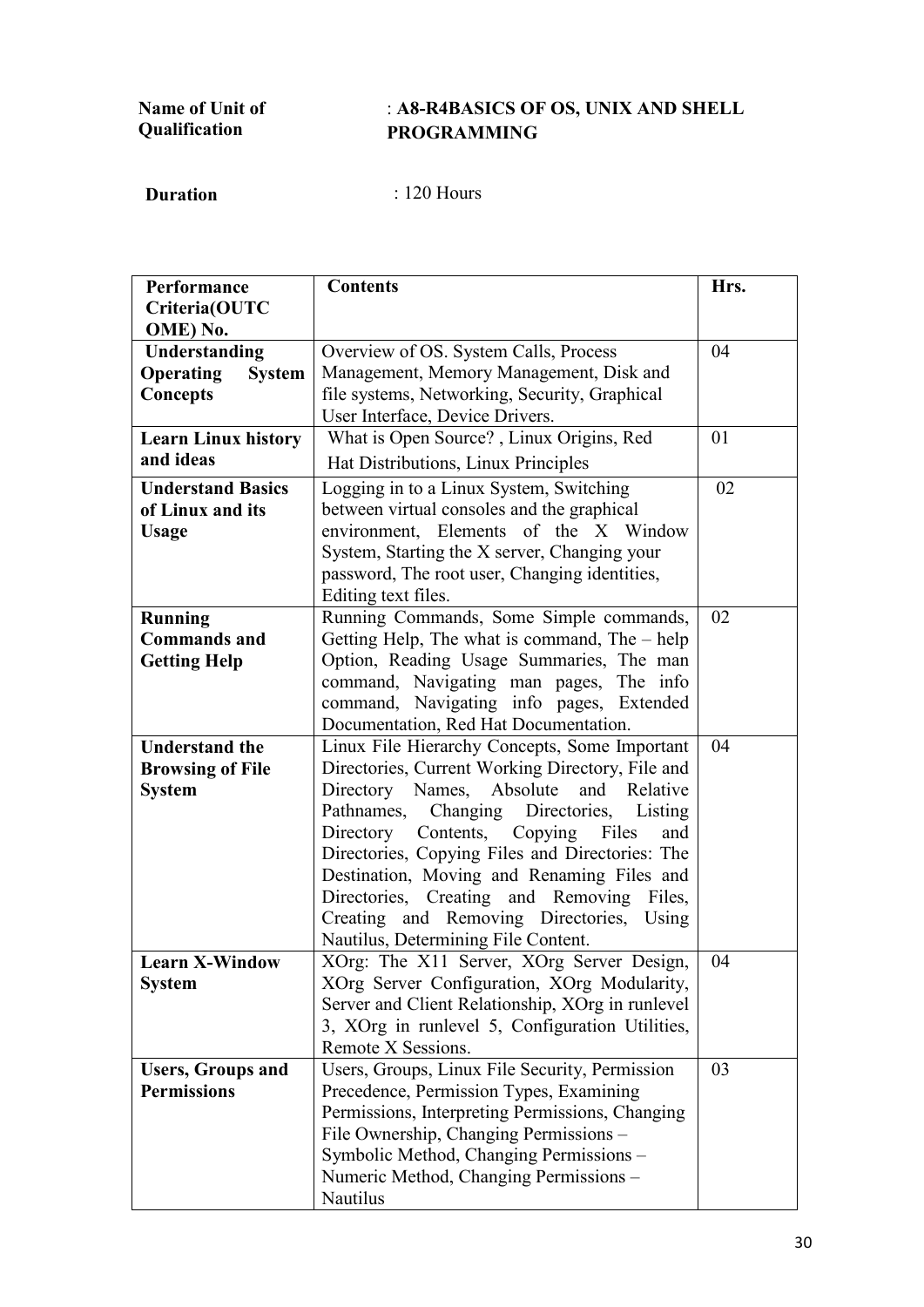**Name of Unit of Qualification** : **A8-R4BASICS OF OS, UNIX AND SHELL PROGRAMMING**

**Duration** : 120 Hours

| Performance Criteria(OUTCOME) No. | Contents | Hrs. |
|---|---|---|
| **Understanding Operating System Concepts** | Overview of OS. System Calls, Process Management, Memory Management, Disk and file systems, Networking, Security, Graphical User Interface, Device Drivers. | 04 |
| **Learn Linux history and ideas** | What is Open Source? , Linux Origins, Red Hat Distributions, Linux Principles | 01 |
| **Understand Basics of Linux and its Usage** | Logging in to a Linux System, Switching between virtual consoles and the graphical environment, Elements of the X Window System, Starting the X server, Changing your password, The root user, Changing identities, Editing text files. | 02 |
| **Running Commands and Getting Help** | Running Commands, Some Simple commands, Getting Help, The what is command, The – help Option, Reading Usage Summaries, The man command, Navigating man pages, The info command, Navigating info pages, Extended Documentation, Red Hat Documentation. | 02 |
| **Understand the Browsing of File System** | Linux File Hierarchy Concepts, Some Important Directories, Current Working Directory, File and Directory Names, Absolute and Relative Pathnames, Changing Directories, Listing Directory Contents, Copying Files and Directories, Copying Files and Directories: The Destination, Moving and Renaming Files and Directories, Creating and Removing Files, Creating and Removing Directories, Using Nautilus, Determining File Content. | 04 |
| **Learn X-Window System** | XOrg: The X11 Server, XOrg Server Design, XOrg Server Configuration, XOrg Modularity, Server and Client Relationship, XOrg in runlevel 3, XOrg in runlevel 5, Configuration Utilities, Remote X Sessions. | 04 |
| **Users, Groups and Permissions** | Users, Groups, Linux File Security, Permission Precedence, Permission Types, Examining Permissions, Interpreting Permissions, Changing File Ownership, Changing Permissions – Symbolic Method, Changing Permissions – Numeric Method, Changing Permissions – Nautilus | 03 |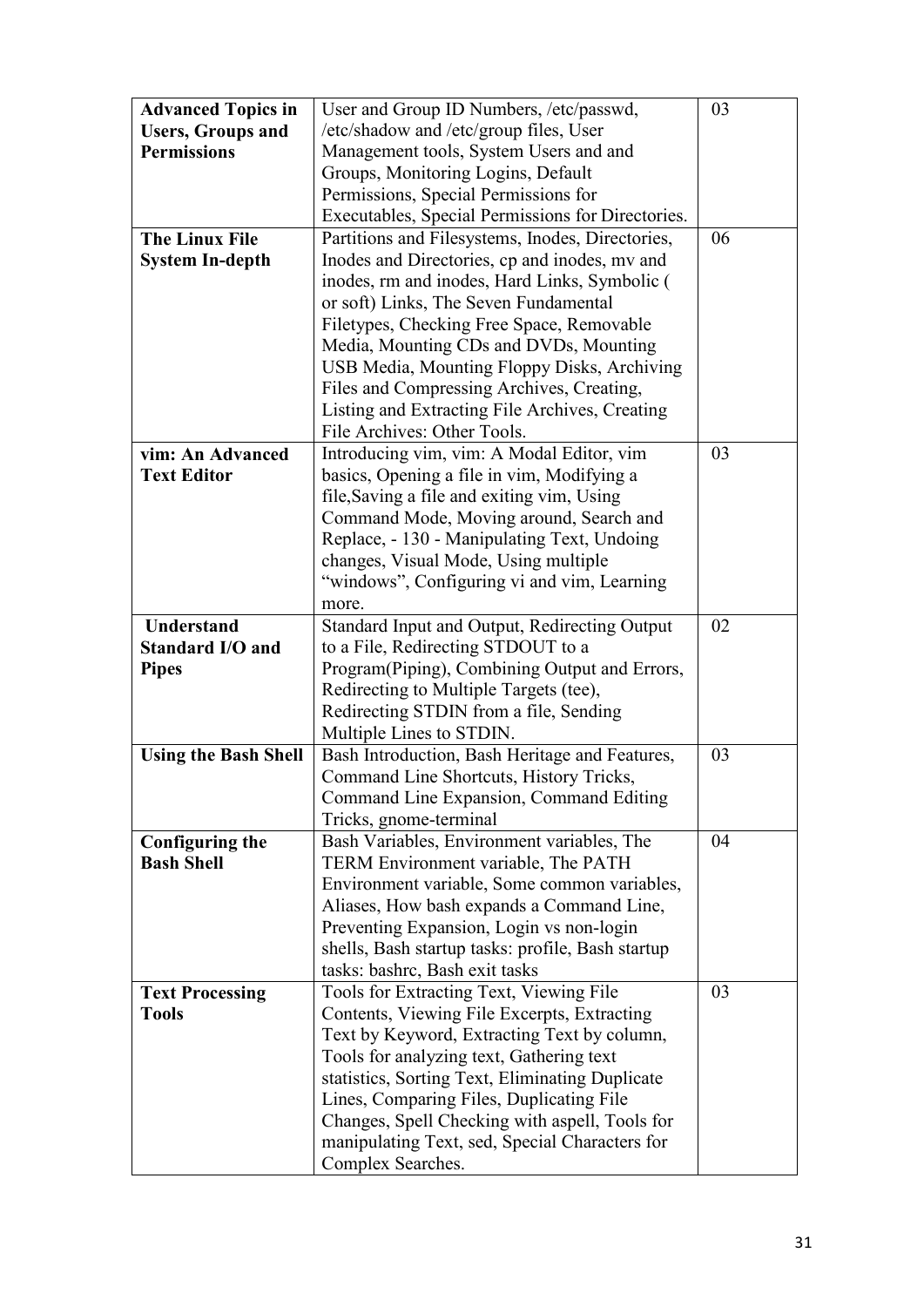| **Advanced Topics in Users, Groups and Permissions** | User and Group ID Numbers, /etc/passwd, /etc/shadow and /etc/group files, User Management tools, System Users and and Groups, Monitoring Logins, Default Permissions, Special Permissions for Executables, Special Permissions for Directories. | 03 |
|---|---|---|
| **The Linux File System In-depth** | Partitions and Filesystems, Inodes, Directories, Inodes and Directories, cp and inodes, mv and inodes, rm and inodes, Hard Links, Symbolic ( or soft) Links, The Seven Fundamental Filetypes, Checking Free Space, Removable Media, Mounting CDs and DVDs, Mounting USB Media, Mounting Floppy Disks, Archiving Files and Compressing Archives, Creating, Listing and Extracting File Archives, Creating File Archives: Other Tools. | 06 |
| **vim: An Advanced Text Editor** | Introducing vim, vim: A Modal Editor, vim basics, Opening a file in vim, Modifying a file,Saving a file and exiting vim, Using Command Mode, Moving around, Search and Replace, - 130 - Manipulating Text, Undoing changes, Visual Mode, Using multiple "windows", Configuring vi and vim, Learning more. | 03 |
| **Understand Standard I/O and Pipes** | Standard Input and Output, Redirecting Output to a File, Redirecting STDOUT to a Program(Piping), Combining Output and Errors, Redirecting to Multiple Targets (tee), Redirecting STDIN from a file, Sending Multiple Lines to STDIN. | 02 |
| **Using the Bash Shell** | Bash Introduction, Bash Heritage and Features, Command Line Shortcuts, History Tricks, Command Line Expansion, Command Editing Tricks, gnome-terminal | 03 |
| **Configuring the Bash Shell** | Bash Variables, Environment variables, The TERM Environment variable, The PATH Environment variable, Some common variables, Aliases, How bash expands a Command Line, Preventing Expansion, Login vs non-login shells, Bash startup tasks: profile, Bash startup tasks: bashrc, Bash exit tasks | 04 |
| **Text Processing Tools** | Tools for Extracting Text, Viewing File Contents, Viewing File Excerpts, Extracting Text by Keyword, Extracting Text by column, Tools for analyzing text, Gathering text statistics, Sorting Text, Eliminating Duplicate Lines, Comparing Files, Duplicating File Changes, Spell Checking with aspell, Tools for manipulating Text, sed, Special Characters for Complex Searches. | 03 |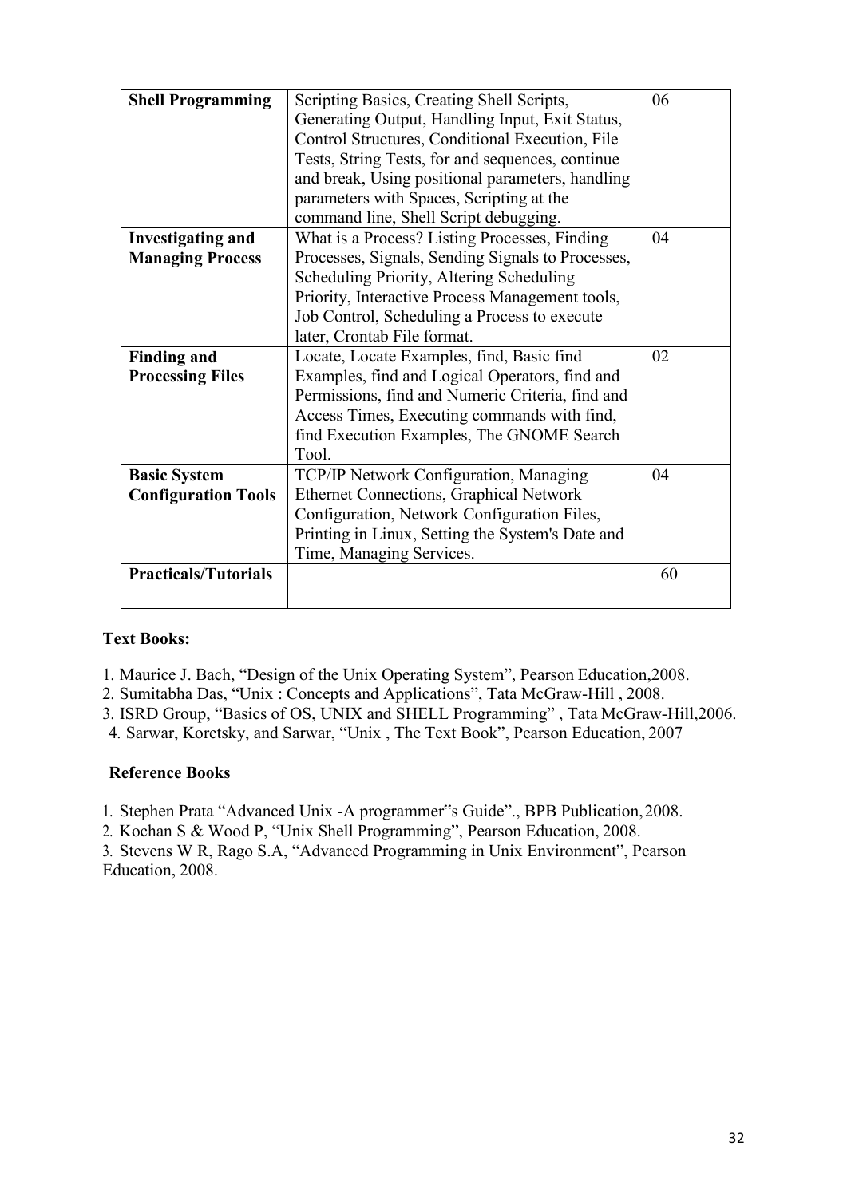| **Shell Programming** | Scripting Basics, Creating Shell Scripts, Generating Output, Handling Input, Exit Status, Control Structures, Conditional Execution, File Tests, String Tests, for and sequences, continue and break, Using positional parameters, handling parameters with Spaces, Scripting at the command line, Shell Script debugging. | 06 |
|---|---|---|
| **Investigating and Managing Process** | What is a Process? Listing Processes, Finding Processes, Signals, Sending Signals to Processes, Scheduling Priority, Altering Scheduling Priority, Interactive Process Management tools, Job Control, Scheduling a Process to execute later, Crontab File format. | 04 |
| **Finding and Processing Files** | Locate, Locate Examples, find, Basic find Examples, find and Logical Operators, find and Permissions, find and Numeric Criteria, find and Access Times, Executing commands with find, find Execution Examples, The GNOME Search Tool. | 02 |
| **Basic System Configuration Tools** | TCP/IP Network Configuration, Managing Ethernet Connections, Graphical Network Configuration, Network Configuration Files, Printing in Linux, Setting the System's Date and Time, Managing Services. | 04 |
| **Practicals/Tutorials** | | 60 |

**Text Books:**

1. Maurice J. Bach, "Design of the Unix Operating System", Pearson Education,2008.
2. Sumitabha Das, "Unix : Concepts and Applications", Tata McGraw-Hill , 2008.
3. ISRD Group, "Basics of OS, UNIX and SHELL Programming" , Tata McGraw-Hill,2006.
4. Sarwar, Koretsky, and Sarwar, "Unix , The Text Book", Pearson Education, 2007

**Reference Books**

1. Stephen Prata "Advanced Unix -A programmer"s Guide"., BPB Publication, 2008.
2. Kochan S & Wood P, "Unix Shell Programming", Pearson Education, 2008.
3. Stevens W R, Rago S.A, "Advanced Programming in Unix Environment", Pearson Education, 2008.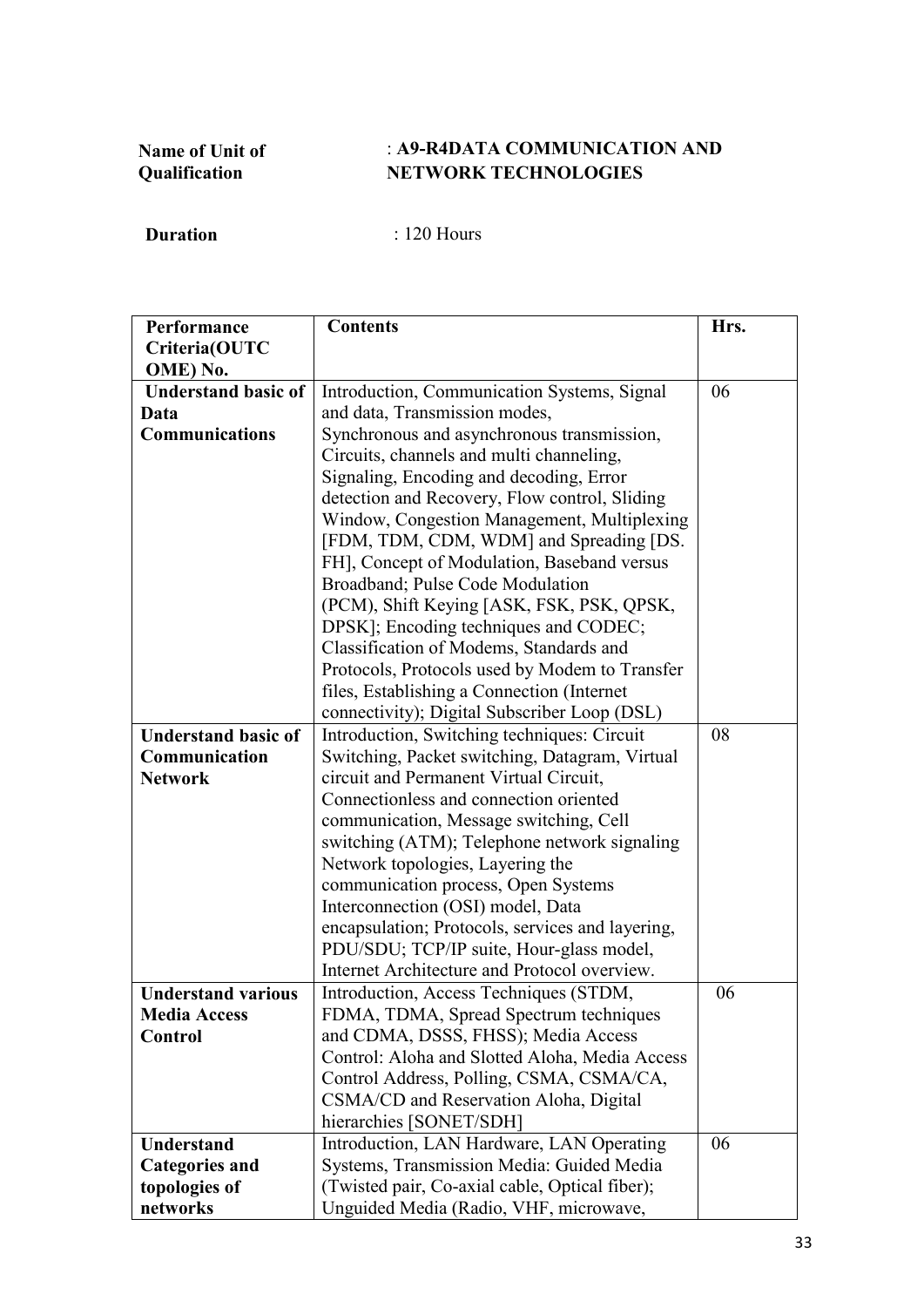**Name of Unit of Qualification** : **A9-R4DATA COMMUNICATION AND NETWORK TECHNOLOGIES**

**Duration** : 120 Hours

| Performance Criteria(OUTCOME) No. | Contents | Hrs. |
|---|---|---|
| **Understand basic of Data Communications** | Introduction, Communication Systems, Signal and data, Transmission modes, Synchronous and asynchronous transmission, Circuits, channels and multi channeling, Signaling, Encoding and decoding, Error detection and Recovery, Flow control, Sliding Window, Congestion Management, Multiplexing [FDM, TDM, CDM, WDM] and Spreading [DS. FH], Concept of Modulation, Baseband versus Broadband; Pulse Code Modulation (PCM), Shift Keying [ASK, FSK, PSK, QPSK, DPSK]; Encoding techniques and CODEC; Classification of Modems, Standards and Protocols, Protocols used by Modem to Transfer files, Establishing a Connection (Internet connectivity); Digital Subscriber Loop (DSL) | 06 |
| **Understand basic of Communication Network** | Introduction, Switching techniques: Circuit Switching, Packet switching, Datagram, Virtual circuit and Permanent Virtual Circuit, Connectionless and connection oriented communication, Message switching, Cell switching (ATM); Telephone network signaling Network topologies, Layering the communication process, Open Systems Interconnection (OSI) model, Data encapsulation; Protocols, services and layering, PDU/SDU; TCP/IP suite, Hour-glass model, Internet Architecture and Protocol overview. | 08 |
| **Understand various Media Access Control** | Introduction, Access Techniques (STDM, FDMA, TDMA, Spread Spectrum techniques and CDMA, DSSS, FHSS); Media Access Control: Aloha and Slotted Aloha, Media Access Control Address, Polling, CSMA, CSMA/CA, CSMA/CD and Reservation Aloha, Digital hierarchies [SONET/SDH] | 06 |
| **Understand Categories and topologies of networks** | Introduction, LAN Hardware, LAN Operating Systems, Transmission Media: Guided Media (Twisted pair, Co-axial cable, Optical fiber); Unguided Media (Radio, VHF, microwave, | 06 |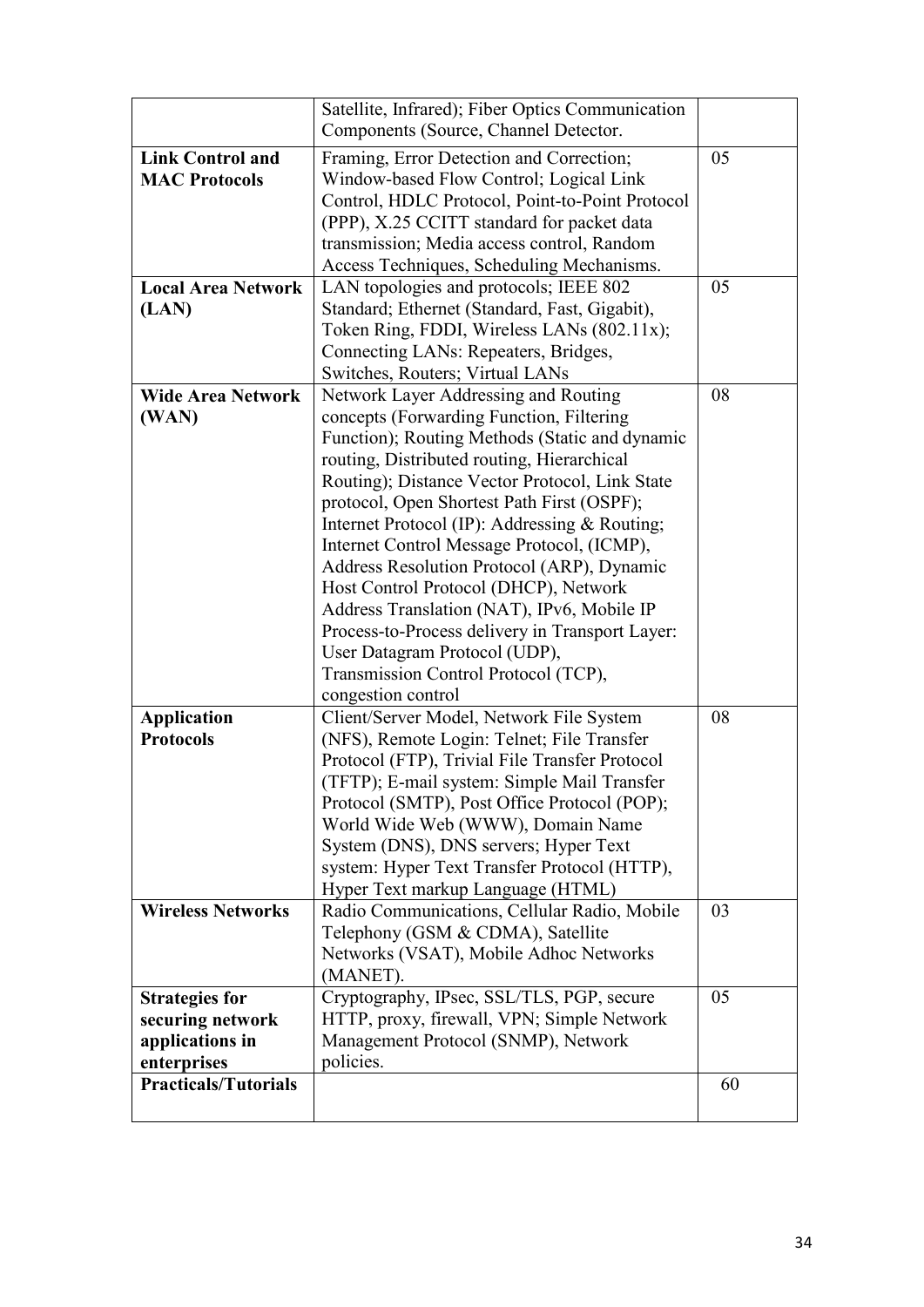| | | |
|---|---|---|
| | Satellite, Infrared); Fiber Optics Communication Components (Source, Channel Detector. | |
| **Link Control and MAC Protocols** | Framing, Error Detection and Correction; Window-based Flow Control; Logical Link Control, HDLC Protocol, Point-to-Point Protocol (PPP), X.25 CCITT standard for packet data transmission; Media access control, Random Access Techniques, Scheduling Mechanisms. | 05 |
| **Local Area Network (LAN)** | LAN topologies and protocols; IEEE 802 Standard; Ethernet (Standard, Fast, Gigabit), Token Ring, FDDI, Wireless LANs (802.11x); Connecting LANs: Repeaters, Bridges, Switches, Routers; Virtual LANs | 05 |
| **Wide Area Network (WAN)** | Network Layer Addressing and Routing concepts (Forwarding Function, Filtering Function); Routing Methods (Static and dynamic routing, Distributed routing, Hierarchical Routing); Distance Vector Protocol, Link State protocol, Open Shortest Path First (OSPF); Internet Protocol (IP): Addressing & Routing; Internet Control Message Protocol, (ICMP), Address Resolution Protocol (ARP), Dynamic Host Control Protocol (DHCP), Network Address Translation (NAT), IPv6, Mobile IP Process-to-Process delivery in Transport Layer: User Datagram Protocol (UDP), Transmission Control Protocol (TCP), congestion control | 08 |
| **Application Protocols** | Client/Server Model, Network File System (NFS), Remote Login: Telnet; File Transfer Protocol (FTP), Trivial File Transfer Protocol (TFTP); E-mail system: Simple Mail Transfer Protocol (SMTP), Post Office Protocol (POP); World Wide Web (WWW), Domain Name System (DNS), DNS servers; Hyper Text system: Hyper Text Transfer Protocol (HTTP), Hyper Text markup Language (HTML) | 08 |
| **Wireless Networks** | Radio Communications, Cellular Radio, Mobile Telephony (GSM & CDMA), Satellite Networks (VSAT), Mobile Adhoc Networks (MANET). | 03 |
| **Strategies for securing network applications in enterprises** | Cryptography, IPsec, SSL/TLS, PGP, secure HTTP, proxy, firewall, VPN; Simple Network Management Protocol (SNMP), Network policies. | 05 |
| **Practicals/Tutorials** | | 60 |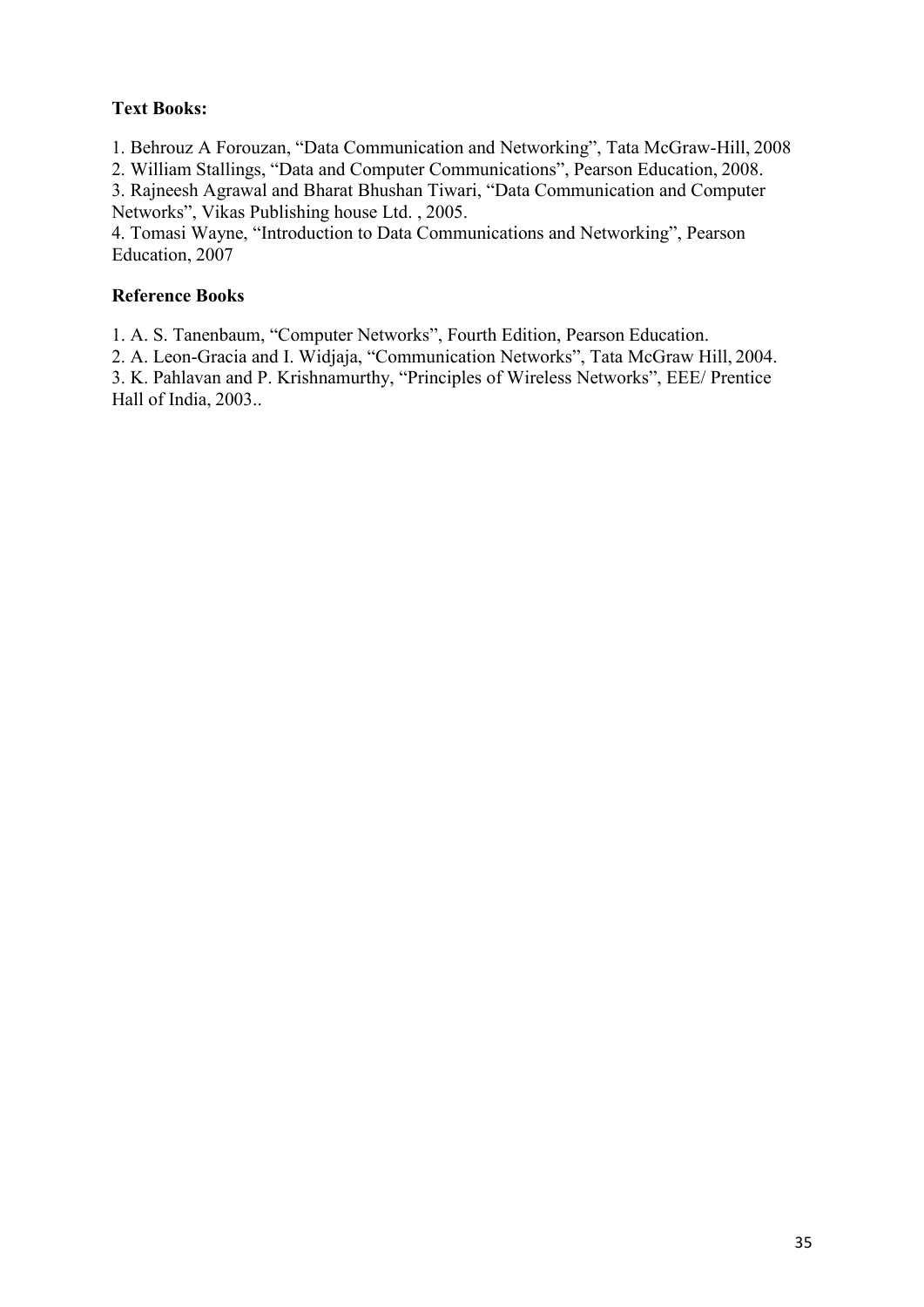**Text Books:**

1. Behrouz A Forouzan, “Data Communication and Networking”, Tata McGraw-Hill, 2008
2. William Stallings, “Data and Computer Communications”, Pearson Education, 2008.
3. Rajneesh Agrawal and Bharat Bhushan Tiwari, “Data Communication and Computer Networks”, Vikas Publishing house Ltd. , 2005.
4. Tomasi Wayne, “Introduction to Data Communications and Networking”, Pearson Education, 2007

**Reference Books**

1. A. S. Tanenbaum, “Computer Networks”, Fourth Edition, Pearson Education.
2. A. Leon-Gracia and I. Widjaja, “Communication Networks”, Tata McGraw Hill, 2004.
3. K. Pahlavan and P. Krishnamurthy, “Principles of Wireless Networks”, EEE/ Prentice Hall of India, 2003..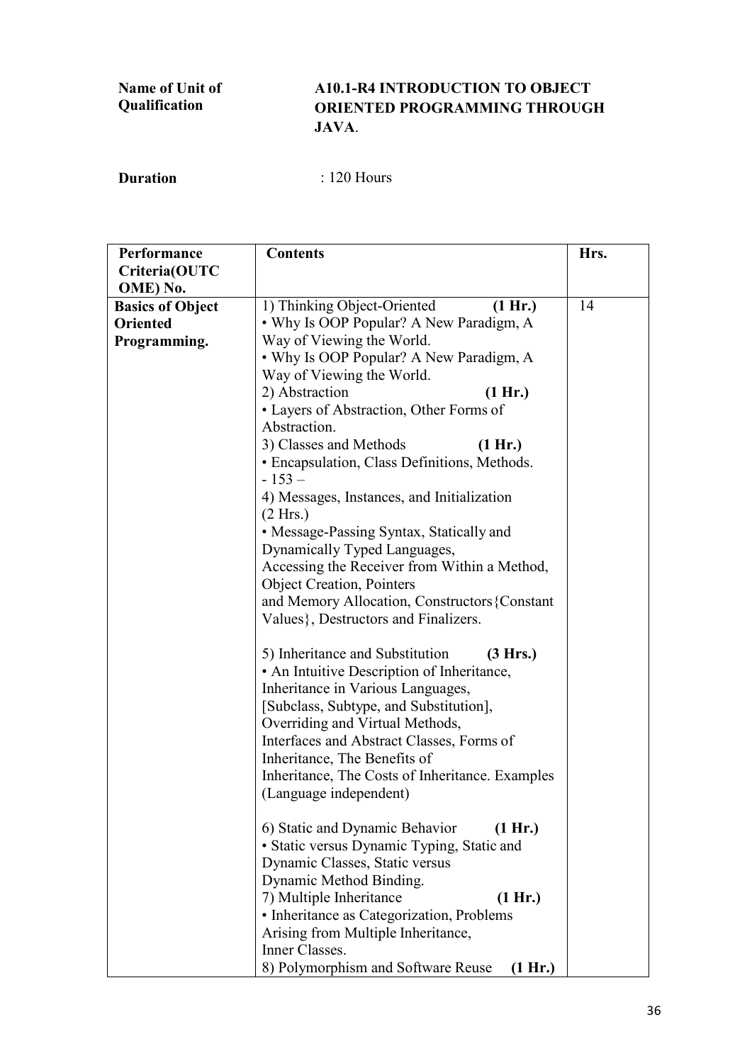| **Name of Unit of Qualification** | **A10.1-R4 INTRODUCTION TO OBJECT ORIENTED PROGRAMMING THROUGH JAVA**. |
|---|---|

**Duration** : 120 Hours

| Performance Criteria(OUTCOME) No. | Contents | Hrs. |
|---|---|---|
| **Basics of Object Oriented Programming.** | 1) Thinking Object-Oriented **(1 Hr.)**<br>• Why Is OOP Popular? A New Paradigm, A Way of Viewing the World.<br>• Why Is OOP Popular? A New Paradigm, A Way of Viewing the World.<br>2) Abstraction **(1 Hr.)**<br>• Layers of Abstraction, Other Forms of Abstraction.<br>3) Classes and Methods **(1 Hr.)**<br>• Encapsulation, Class Definitions, Methods.<br>- 153 –<br>4) Messages, Instances, and Initialization (2 Hrs.)<br>• Message-Passing Syntax, Statically and Dynamically Typed Languages, Accessing the Receiver from Within a Method, Object Creation, Pointers and Memory Allocation, Constructors{Constant Values}, Destructors and Finalizers.<br><br>5) Inheritance and Substitution **(3 Hrs.)**<br>• An Intuitive Description of Inheritance, Inheritance in Various Languages, [Subclass, Subtype, and Substitution], Overriding and Virtual Methods, Interfaces and Abstract Classes, Forms of Inheritance, The Benefits of Inheritance, The Costs of Inheritance. Examples (Language independent)<br><br>6) Static and Dynamic Behavior **(1 Hr.)**<br>• Static versus Dynamic Typing, Static and Dynamic Classes, Static versus Dynamic Method Binding.<br>7) Multiple Inheritance **(1 Hr.)**<br>• Inheritance as Categorization, Problems Arising from Multiple Inheritance, Inner Classes.<br>8) Polymorphism and Software Reuse **(1 Hr.)** | 14 |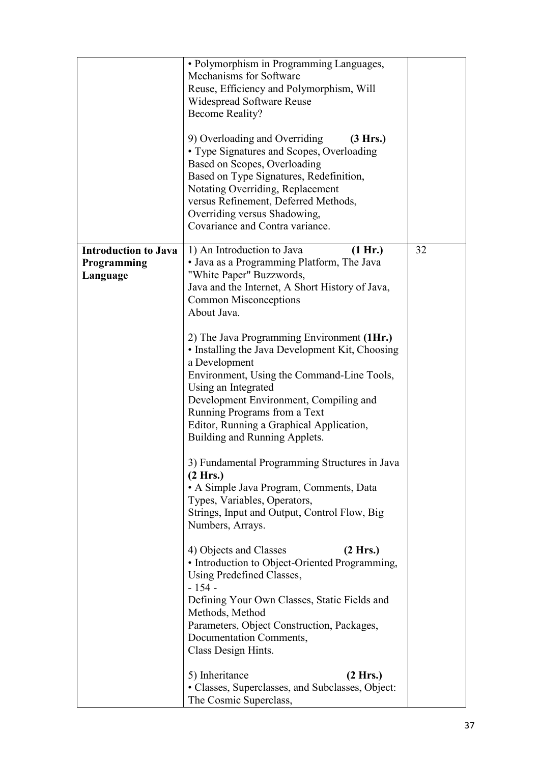| | | |
|---|---|---|
| | • Polymorphism in Programming Languages, Mechanisms for Software Reuse, Efficiency and Polymorphism, Will Widespread Software Reuse Become Reality?<br><br>9) Overloading and Overriding **(3 Hrs.)**<br>• Type Signatures and Scopes, Overloading Based on Scopes, Overloading Based on Type Signatures, Redefinition, Notating Overriding, Replacement versus Refinement, Deferred Methods, Overriding versus Shadowing, Covariance and Contra variance. | |
| **Introduction to Java Programming Language** | 1) An Introduction to Java **(1 Hr.)**<br>• Java as a Programming Platform, The Java "White Paper" Buzzwords, Java and the Internet, A Short History of Java, Common Misconceptions About Java.<br><br>2) The Java Programming Environment **(1Hr.)**<br>• Installing the Java Development Kit, Choosing a Development Environment, Using the Command-Line Tools, Using an Integrated Development Environment, Compiling and Running Programs from a Text Editor, Running a Graphical Application, Building and Running Applets.<br><br>3) Fundamental Programming Structures in Java **(2 Hrs.)**<br>• A Simple Java Program, Comments, Data Types, Variables, Operators, Strings, Input and Output, Control Flow, Big Numbers, Arrays.<br><br>4) Objects and Classes **(2 Hrs.)**<br>• Introduction to Object-Oriented Programming, Using Predefined Classes, - 154 - Defining Your Own Classes, Static Fields and Methods, Method Parameters, Object Construction, Packages, Documentation Comments, Class Design Hints.<br><br>5) Inheritance **(2 Hrs.)**<br>• Classes, Superclasses, and Subclasses, Object: The Cosmic Superclass, | 32 |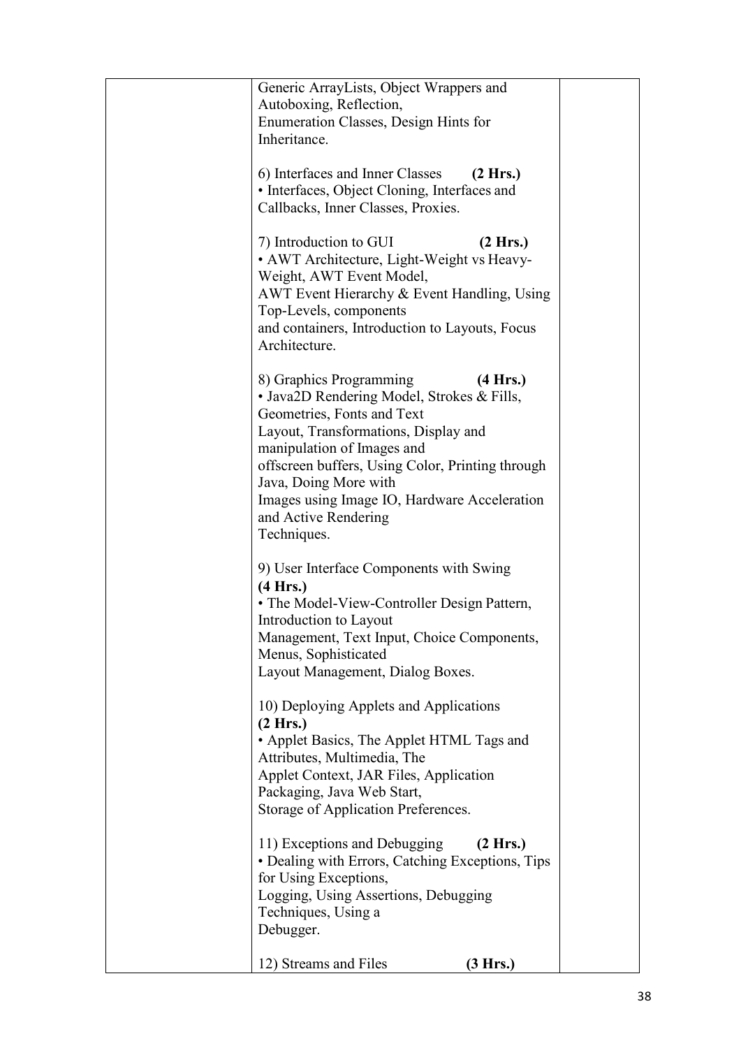| | | |
|---|---|---|
| | Generic ArrayLists, Object Wrappers and Autoboxing, Reflection, Enumeration Classes, Design Hints for Inheritance.<br><br>6) Interfaces and Inner Classes **(2 Hrs.)**<br>• Interfaces, Object Cloning, Interfaces and Callbacks, Inner Classes, Proxies.<br><br>7) Introduction to GUI **(2 Hrs.)**<br>• AWT Architecture, Light-Weight vs Heavy-Weight, AWT Event Model, AWT Event Hierarchy & Event Handling, Using Top-Levels, components and containers, Introduction to Layouts, Focus Architecture.<br><br>8) Graphics Programming **(4 Hrs.)**<br>• Java2D Rendering Model, Strokes & Fills, Geometries, Fonts and Text Layout, Transformations, Display and manipulation of Images and offscreen buffers, Using Color, Printing through Java, Doing More with Images using Image IO, Hardware Acceleration and Active Rendering Techniques.<br><br>9) User Interface Components with Swing **(4 Hrs.)**<br>• The Model-View-Controller Design Pattern, Introduction to Layout Management, Text Input, Choice Components, Menus, Sophisticated Layout Management, Dialog Boxes.<br><br>10) Deploying Applets and Applications **(2 Hrs.)**<br>• Applet Basics, The Applet HTML Tags and Attributes, Multimedia, The Applet Context, JAR Files, Application Packaging, Java Web Start, Storage of Application Preferences.<br><br>11) Exceptions and Debugging **(2 Hrs.)**<br>• Dealing with Errors, Catching Exceptions, Tips for Using Exceptions, Logging, Using Assertions, Debugging Techniques, Using a Debugger.<br><br>12) Streams and Files **(3 Hrs.)** | |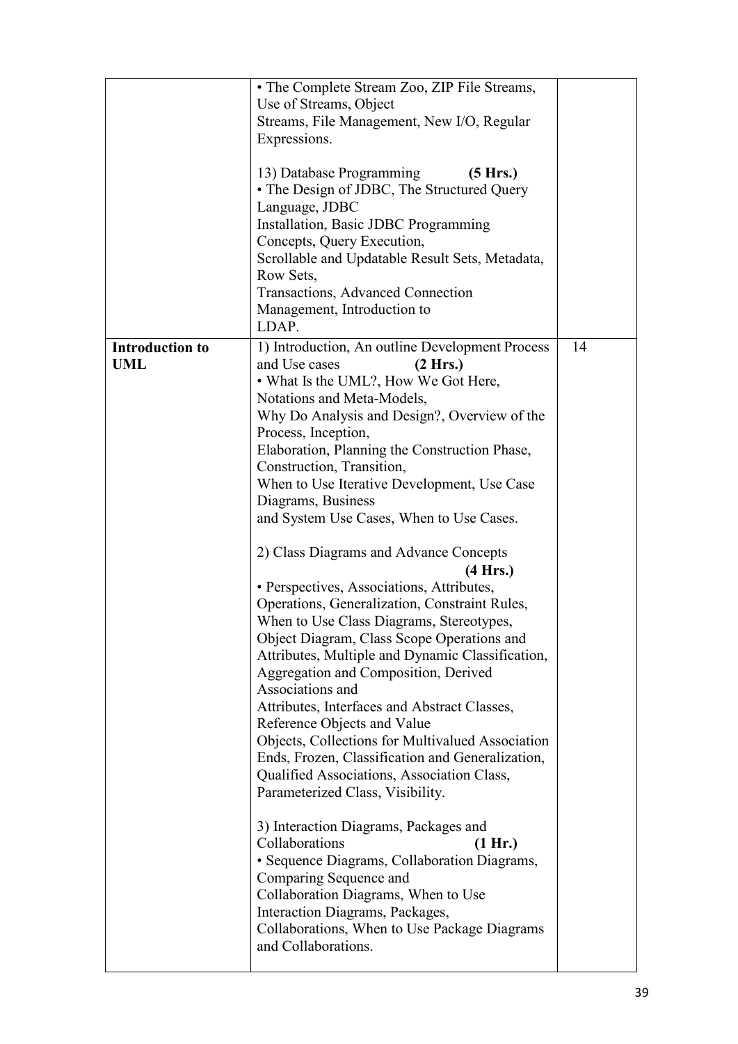|  |  |  |
|---|---|---|
|  | • The Complete Stream Zoo, ZIP File Streams, Use of Streams, Object Streams, File Management, New I/O, Regular Expressions.<br><br>13) Database Programming **(5 Hrs.)**<br>• The Design of JDBC, The Structured Query Language, JDBC Installation, Basic JDBC Programming Concepts, Query Execution, Scrollable and Updatable Result Sets, Metadata, Row Sets, Transactions, Advanced Connection Management, Introduction to LDAP. |  |
| **Introduction to UML** | 1) Introduction, An outline Development Process and Use cases **(2 Hrs.)**<br>• What Is the UML?, How We Got Here, Notations and Meta-Models, Why Do Analysis and Design?, Overview of the Process, Inception, Elaboration, Planning the Construction Phase, Construction, Transition, When to Use Iterative Development, Use Case Diagrams, Business and System Use Cases, When to Use Cases.<br><br>2) Class Diagrams and Advance Concepts **(4 Hrs.)**<br>• Perspectives, Associations, Attributes, Operations, Generalization, Constraint Rules, When to Use Class Diagrams, Stereotypes, Object Diagram, Class Scope Operations and Attributes, Multiple and Dynamic Classification, Aggregation and Composition, Derived Associations and Attributes, Interfaces and Abstract Classes, Reference Objects and Value Objects, Collections for Multivalued Association Ends, Frozen, Classification and Generalization, Qualified Associations, Association Class, Parameterized Class, Visibility.<br><br>3) Interaction Diagrams, Packages and Collaborations **(1 Hr.)**<br>• Sequence Diagrams, Collaboration Diagrams, Comparing Sequence and Collaboration Diagrams, When to Use Interaction Diagrams, Packages, Collaborations, When to Use Package Diagrams and Collaborations. | 14 |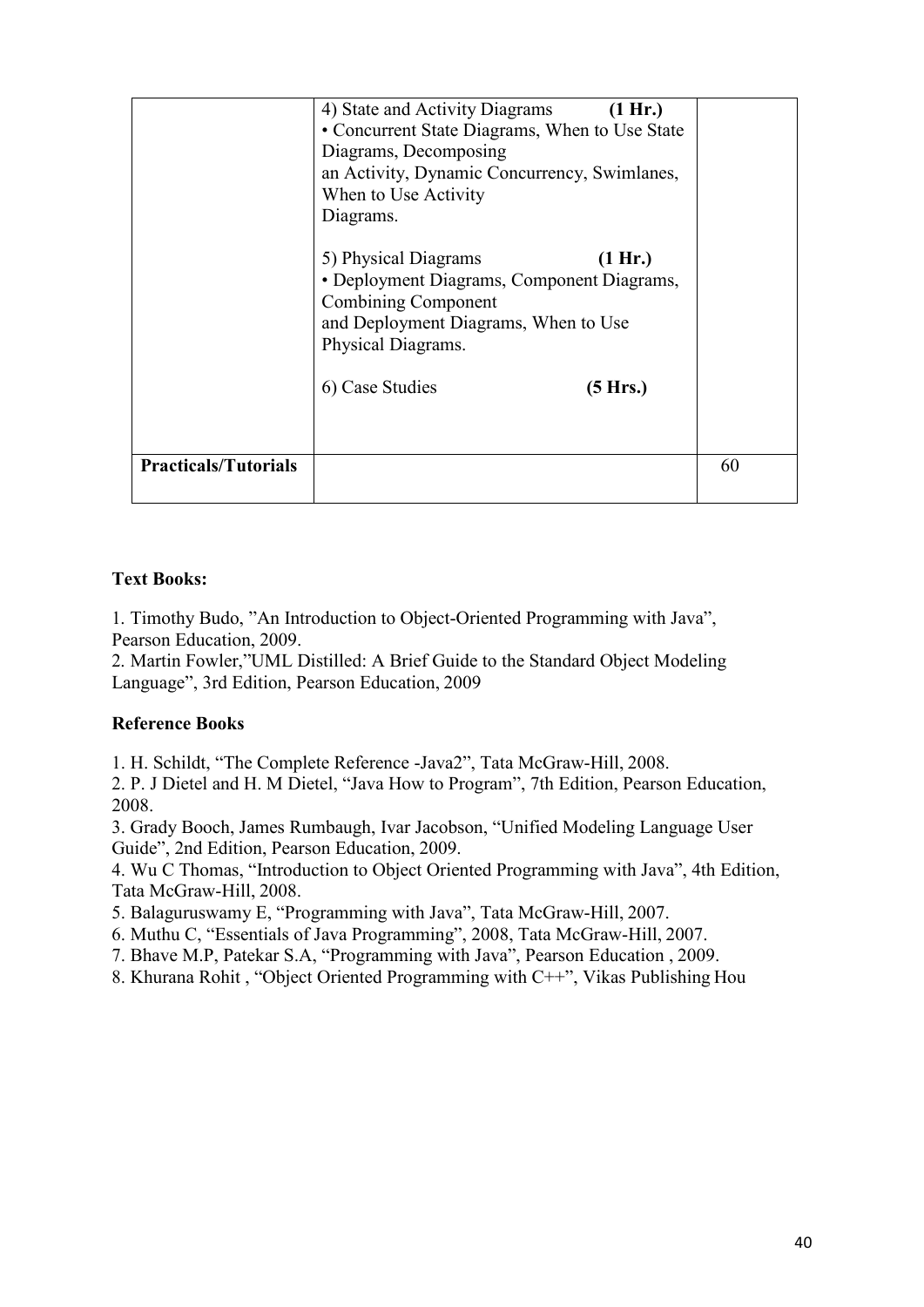| | | |
|---|---|---|
| | 4) State and Activity Diagrams **(1 Hr.)**<br>• Concurrent State Diagrams, When to Use State Diagrams, Decomposing an Activity, Dynamic Concurrency, Swimlanes, When to Use Activity Diagrams.<br><br>5) Physical Diagrams **(1 Hr.)**<br>• Deployment Diagrams, Component Diagrams, Combining Component and Deployment Diagrams, When to Use Physical Diagrams.<br><br>6) Case Studies **(5 Hrs.)** | |
| **Practicals/Tutorials** | | 60 |

**Text Books:**

1. Timothy Budo, "An Introduction to Object-Oriented Programming with Java", Pearson Education, 2009.
2. Martin Fowler,"UML Distilled: A Brief Guide to the Standard Object Modeling Language", 3rd Edition, Pearson Education, 2009

**Reference Books**

1. H. Schildt, "The Complete Reference -Java2", Tata McGraw-Hill, 2008.
2. P. J Dietel and H. M Dietel, "Java How to Program", 7th Edition, Pearson Education, 2008.
3. Grady Booch, James Rumbaugh, Ivar Jacobson, "Unified Modeling Language User Guide", 2nd Edition, Pearson Education, 2009.
4. Wu C Thomas, "Introduction to Object Oriented Programming with Java", 4th Edition, Tata McGraw-Hill, 2008.
5. Balaguruswamy E, "Programming with Java", Tata McGraw-Hill, 2007.
6. Muthu C, "Essentials of Java Programming", 2008, Tata McGraw-Hill, 2007.
7. Bhave M.P, Patekar S.A, "Programming with Java", Pearson Education , 2009.
8. Khurana Rohit , "Object Oriented Programming with C++", Vikas Publishing Hou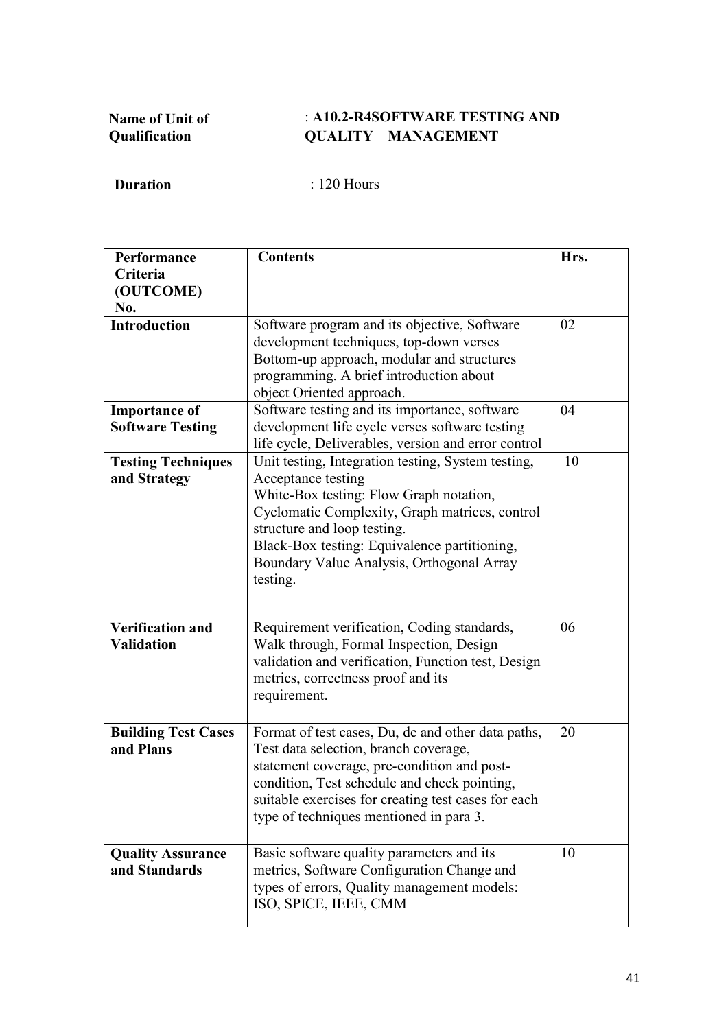**Name of Unit of Qualification** : **A10.2-R4SOFTWARE TESTING AND QUALITY MANAGEMENT**

**Duration** : 120 Hours

| Performance Criteria (OUTCOME) No. | Contents | Hrs. |
|---|---|---|
| **Introduction** | Software program and its objective, Software development techniques, top-down verses Bottom-up approach, modular and structures programming. A brief introduction about object Oriented approach. | 02 |
| **Importance of Software Testing** | Software testing and its importance, software development life cycle verses software testing life cycle, Deliverables, version and error control | 04 |
| **Testing Techniques and Strategy** | Unit testing, Integration testing, System testing, Acceptance testing<br>White-Box testing: Flow Graph notation, Cyclomatic Complexity, Graph matrices, control structure and loop testing.<br>Black-Box testing: Equivalence partitioning, Boundary Value Analysis, Orthogonal Array testing. | 10 |
| **Verification and Validation** | Requirement verification, Coding standards, Walk through, Formal Inspection, Design validation and verification, Function test, Design metrics, correctness proof and its requirement. | 06 |
| **Building Test Cases and Plans** | Format of test cases, Du, dc and other data paths, Test data selection, branch coverage, statement coverage, pre-condition and post-condition, Test schedule and check pointing, suitable exercises for creating test cases for each type of techniques mentioned in para 3. | 20 |
| **Quality Assurance and Standards** | Basic software quality parameters and its metrics, Software Configuration Change and types of errors, Quality management models: ISO, SPICE, IEEE, CMM | 10 |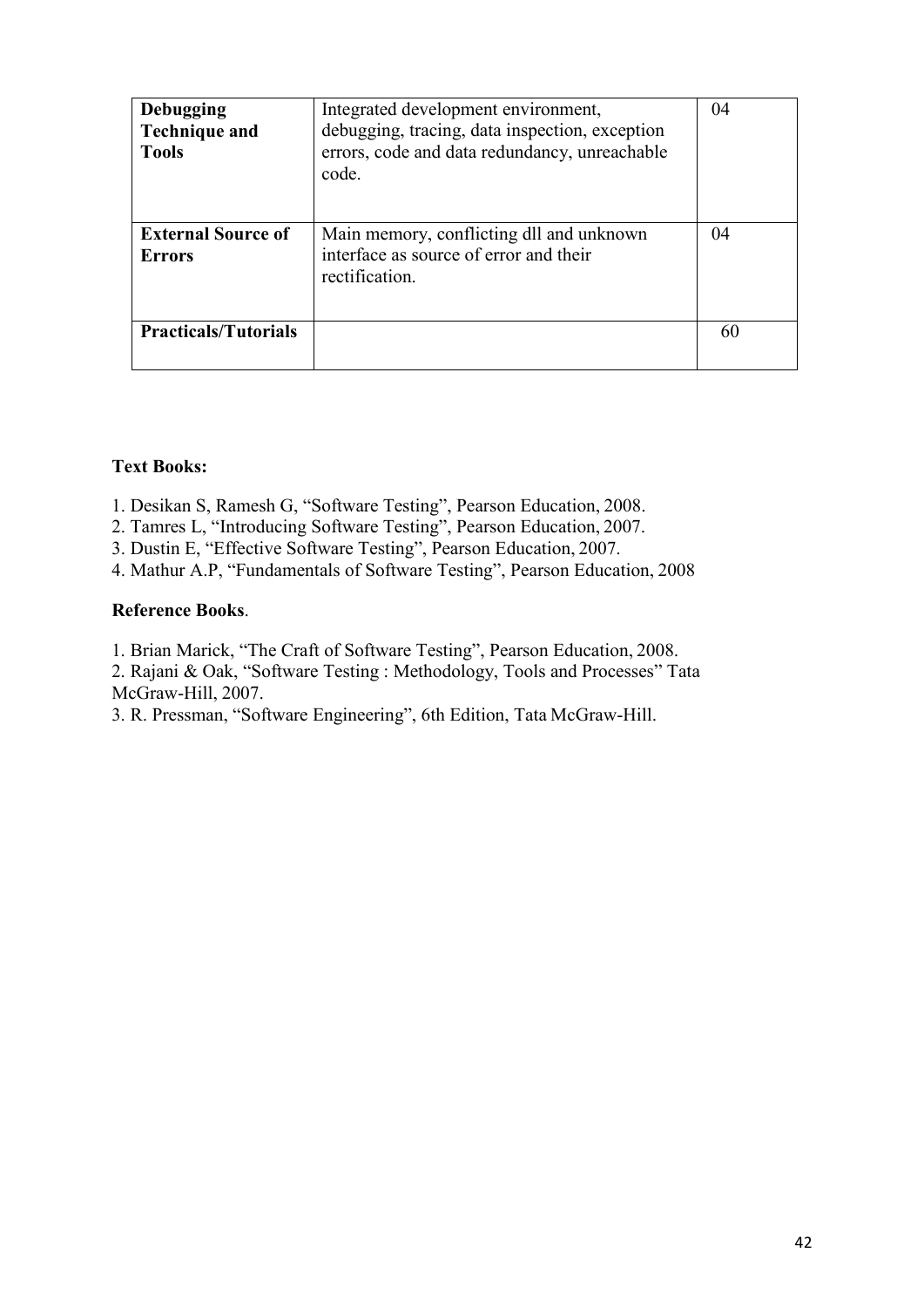| | | |
|---|---|---|
| **Debugging Technique and Tools** | Integrated development environment, debugging, tracing, data inspection, exception errors, code and data redundancy, unreachable code. | 04 |
| **External Source of Errors** | Main memory, conflicting dll and unknown interface as source of error and their rectification. | 04 |
| **Practicals/Tutorials** | | 60 |

**Text Books:**

1. Desikan S, Ramesh G, "Software Testing", Pearson Education, 2008.
2. Tamres L, "Introducing Software Testing", Pearson Education, 2007.
3. Dustin E, "Effective Software Testing", Pearson Education, 2007.
4. Mathur A.P, "Fundamentals of Software Testing", Pearson Education, 2008

**Reference Books**.

1. Brian Marick, "The Craft of Software Testing", Pearson Education, 2008.
2. Rajani & Oak, "Software Testing : Methodology, Tools and Processes" Tata McGraw-Hill, 2007.
3. R. Pressman, "Software Engineering", 6th Edition, Tata McGraw-Hill.